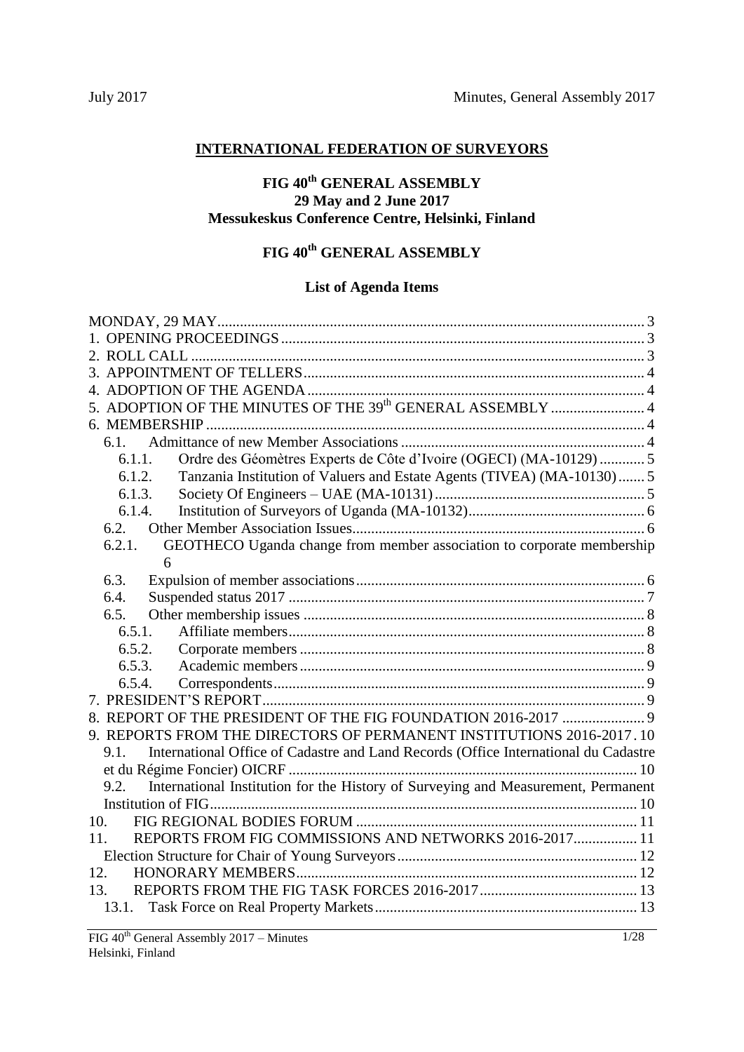# INTERNATIONAL FEDERATION OF SURVEYORS

## FIG 40th GENERAL ASSEMBLY
## 29 May and 2 June 2017
## Messukeskus Conference Centre, Helsinki, Finland

## FIG 40th GENERAL ASSEMBLY

### List of Agenda Items

MONDAY, 29 MAY ..... 3
1. OPENING PROCEEDINGS ..... 3
2. ROLL CALL ..... 3
3. APPOINTMENT OF TELLERS ..... 4
4. ADOPTION OF THE AGENDA ..... 4
5. ADOPTION OF THE MINUTES OF THE 39th GENERAL ASSEMBLY ..... 4
6. MEMBERSHIP ..... 4
   - 6.1. Admittance of new Member Associations ..... 4
     - 6.1.1. Ordre des Géomètres Experts de Côte d'Ivoire (OGECI) (MA-10129) ..... 5
     - 6.1.2. Tanzania Institution of Valuers and Estate Agents (TIVEA) (MA-10130) ..... 5
     - 6.1.3. Society Of Engineers – UAE (MA-10131) ..... 5
     - 6.1.4. Institution of Surveyors of Uganda (MA-10132) ..... 6
   - 6.2. Other Member Association Issues ..... 6
     - 6.2.1. GEOTHECO Uganda change from member association to corporate membership ..... 6
   - 6.3. Expulsion of member associations ..... 6
   - 6.4. Suspended status 2017 ..... 7
   - 6.5. Other membership issues ..... 8
     - 6.5.1. Affiliate members ..... 8
     - 6.5.2. Corporate members ..... 8
     - 6.5.3. Academic members ..... 9
     - 6.5.4. Correspondents ..... 9
7. PRESIDENT'S REPORT ..... 9
8. REPORT OF THE PRESIDENT OF THE FIG FOUNDATION 2016-2017 ..... 9
9. REPORTS FROM THE DIRECTORS OF PERMANENT INSTITUTIONS 2016-2017 ..... 10
   - 9.1. International Office of Cadastre and Land Records (Office International du Cadastre et du Régime Foncier) OICRF ..... 10
   - 9.2. International Institution for the History of Surveying and Measurement, Permanent Institution of FIG ..... 10
10. FIG REGIONAL BODIES FORUM ..... 11
11. REPORTS FROM FIG COMMISSIONS AND NETWORKS 2016-2017 ..... 11
    - Election Structure for Chair of Young Surveyors ..... 12
12. HONORARY MEMBERS ..... 12
13. REPORTS FROM THE FIG TASK FORCES 2016-2017 ..... 13
    - 13.1. Task Force on Real Property Markets ..... 13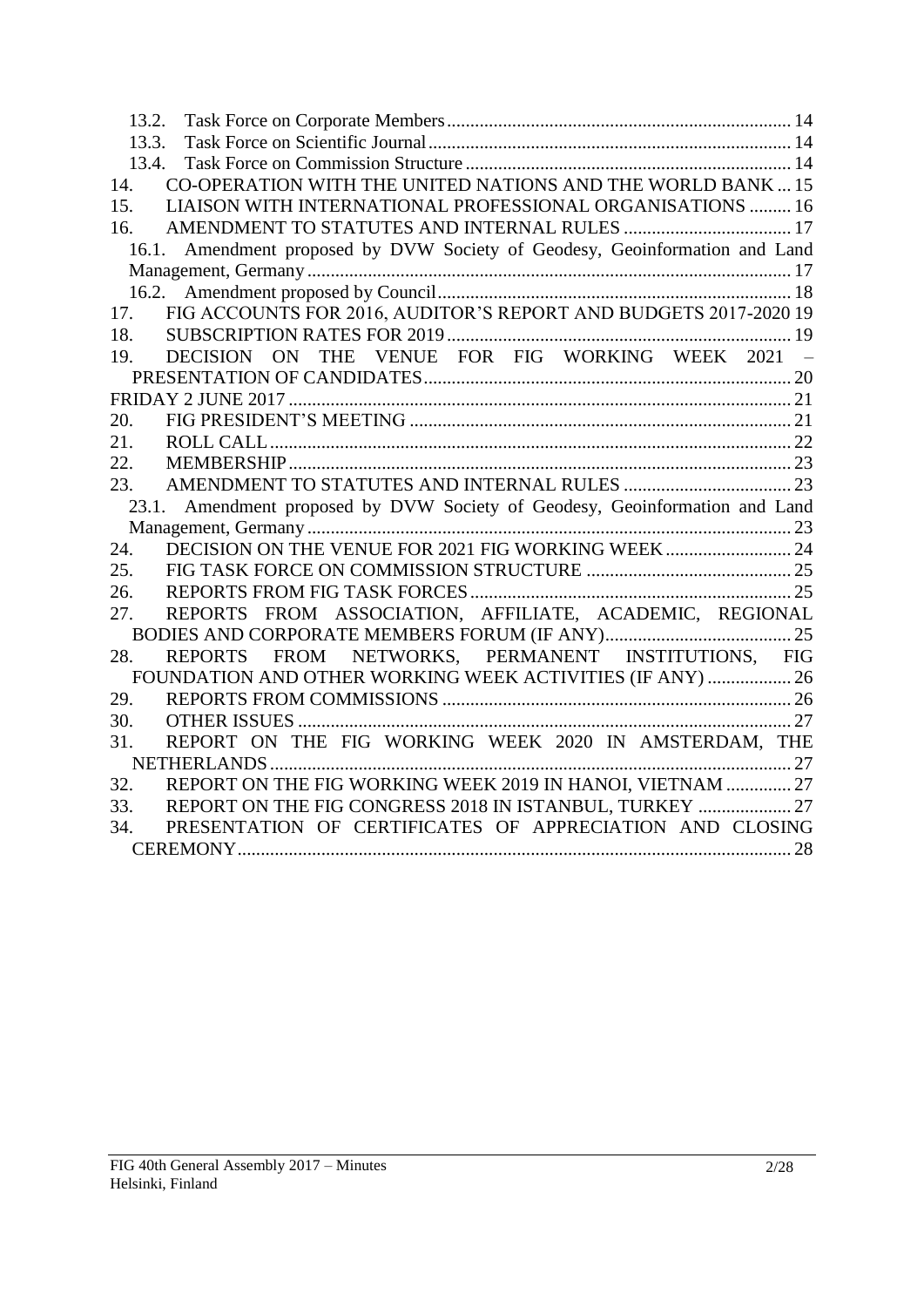13.2. Task Force on Corporate Members ... 14
13.3. Task Force on Scientific Journal ... 14
13.4. Task Force on Commission Structure ... 14
14. CO-OPERATION WITH THE UNITED NATIONS AND THE WORLD BANK ... 15
15. LIAISON WITH INTERNATIONAL PROFESSIONAL ORGANISATIONS ... 16
16. AMENDMENT TO STATUTES AND INTERNAL RULES ... 17
16.1. Amendment proposed by DVW Society of Geodesy, Geoinformation and Land Management, Germany ... 17
16.2. Amendment proposed by Council ... 18
17. FIG ACCOUNTS FOR 2016, AUDITOR'S REPORT AND BUDGETS 2017-2020 ... 19
18. SUBSCRIPTION RATES FOR 2019 ... 19
19. DECISION ON THE VENUE FOR FIG WORKING WEEK 2021 – PRESENTATION OF CANDIDATES ... 20
FRIDAY 2 JUNE 2017 ... 21
20. FIG PRESIDENT'S MEETING ... 21
21. ROLL CALL ... 22
22. MEMBERSHIP ... 23
23. AMENDMENT TO STATUTES AND INTERNAL RULES ... 23
23.1. Amendment proposed by DVW Society of Geodesy, Geoinformation and Land Management, Germany ... 23
24. DECISION ON THE VENUE FOR 2021 FIG WORKING WEEK ... 24
25. FIG TASK FORCE ON COMMISSION STRUCTURE ... 25
26. REPORTS FROM FIG TASK FORCES ... 25
27. REPORTS FROM ASSOCIATION, AFFILIATE, ACADEMIC, REGIONAL BODIES AND CORPORATE MEMBERS FORUM (IF ANY) ... 25
28. REPORTS FROM NETWORKS, PERMANENT INSTITUTIONS, FIG FOUNDATION AND OTHER WORKING WEEK ACTIVITIES (IF ANY) ... 26
29. REPORTS FROM COMMISSIONS ... 26
30. OTHER ISSUES ... 27
31. REPORT ON THE FIG WORKING WEEK 2020 IN AMSTERDAM, THE NETHERLANDS ... 27
32. REPORT ON THE FIG WORKING WEEK 2019 IN HANOI, VIETNAM ... 27
33. REPORT ON THE FIG CONGRESS 2018 IN ISTANBUL, TURKEY ... 27
34. PRESENTATION OF CERTIFICATES OF APPRECIATION AND CLOSING CEREMONY ... 28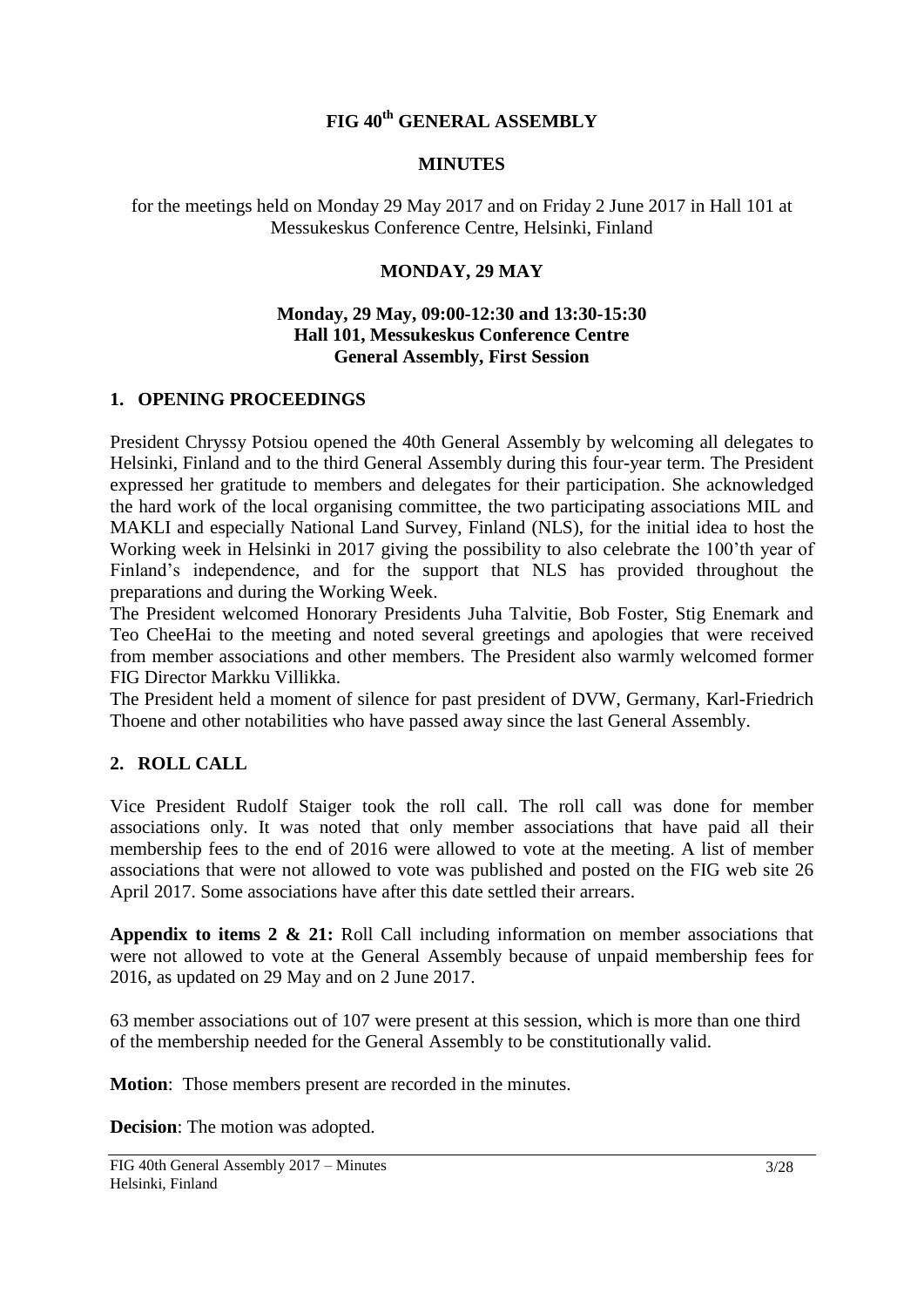# FIG 40th GENERAL ASSEMBLY

## MINUTES

for the meetings held on Monday 29 May 2017 and on Friday 2 June 2017 in Hall 101 at Messukeskus Conference Centre, Helsinki, Finland

## MONDAY, 29 MAY

**Monday, 29 May, 09:00-12:30 and 13:30-15:30**
**Hall 101, Messukeskus Conference Centre**
**General Assembly, First Session**

### 1. OPENING PROCEEDINGS

President Chryssy Potsiou opened the 40th General Assembly by welcoming all delegates to Helsinki, Finland and to the third General Assembly during this four-year term. The President expressed her gratitude to members and delegates for their participation. She acknowledged the hard work of the local organising committee, the two participating associations MIL and MAKLI and especially National Land Survey, Finland (NLS), for the initial idea to host the Working week in Helsinki in 2017 giving the possibility to also celebrate the 100'th year of Finland's independence, and for the support that NLS has provided throughout the preparations and during the Working Week.

The President welcomed Honorary Presidents Juha Talvitie, Bob Foster, Stig Enemark and Teo CheeHai to the meeting and noted several greetings and apologies that were received from member associations and other members. The President also warmly welcomed former FIG Director Markku Villikka.

The President held a moment of silence for past president of DVW, Germany, Karl-Friedrich Thoene and other notabilities who have passed away since the last General Assembly.

### 2. ROLL CALL

Vice President Rudolf Staiger took the roll call. The roll call was done for member associations only. It was noted that only member associations that have paid all their membership fees to the end of 2016 were allowed to vote at the meeting. A list of member associations that were not allowed to vote was published and posted on the FIG web site 26 April 2017. Some associations have after this date settled their arrears.

**Appendix to items 2 & 21:** Roll Call including information on member associations that were not allowed to vote at the General Assembly because of unpaid membership fees for 2016, as updated on 29 May and on 2 June 2017.

63 member associations out of 107 were present at this session, which is more than one third of the membership needed for the General Assembly to be constitutionally valid.

**Motion**: Those members present are recorded in the minutes.

**Decision**: The motion was adopted.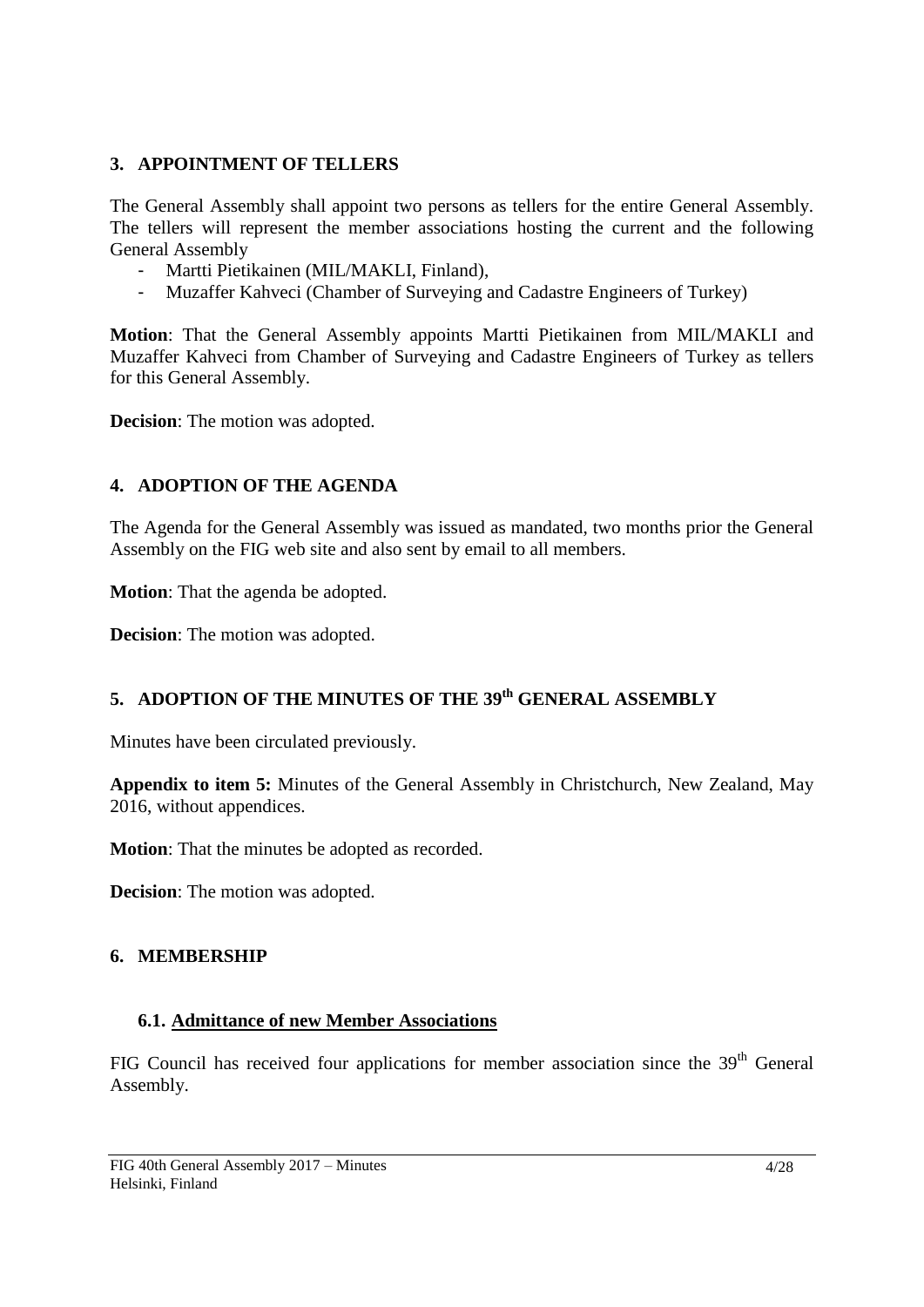## 3. APPOINTMENT OF TELLERS

The General Assembly shall appoint two persons as tellers for the entire General Assembly. The tellers will represent the member associations hosting the current and the following General Assembly

- Martti Pietikainen (MIL/MAKLI, Finland),
- Muzaffer Kahveci (Chamber of Surveying and Cadastre Engineers of Turkey)

**Motion**: That the General Assembly appoints Martti Pietikainen from MIL/MAKLI and Muzaffer Kahveci from Chamber of Surveying and Cadastre Engineers of Turkey as tellers for this General Assembly.

**Decision**: The motion was adopted.

## 4. ADOPTION OF THE AGENDA

The Agenda for the General Assembly was issued as mandated, two months prior the General Assembly on the FIG web site and also sent by email to all members.

**Motion**: That the agenda be adopted.

**Decision**: The motion was adopted.

## 5. ADOPTION OF THE MINUTES OF THE 39th GENERAL ASSEMBLY

Minutes have been circulated previously.

**Appendix to item 5:** Minutes of the General Assembly in Christchurch, New Zealand, May 2016, without appendices.

**Motion**: That the minutes be adopted as recorded.

**Decision**: The motion was adopted.

## 6. MEMBERSHIP

### 6.1. Admittance of new Member Associations

FIG Council has received four applications for member association since the 39th General Assembly.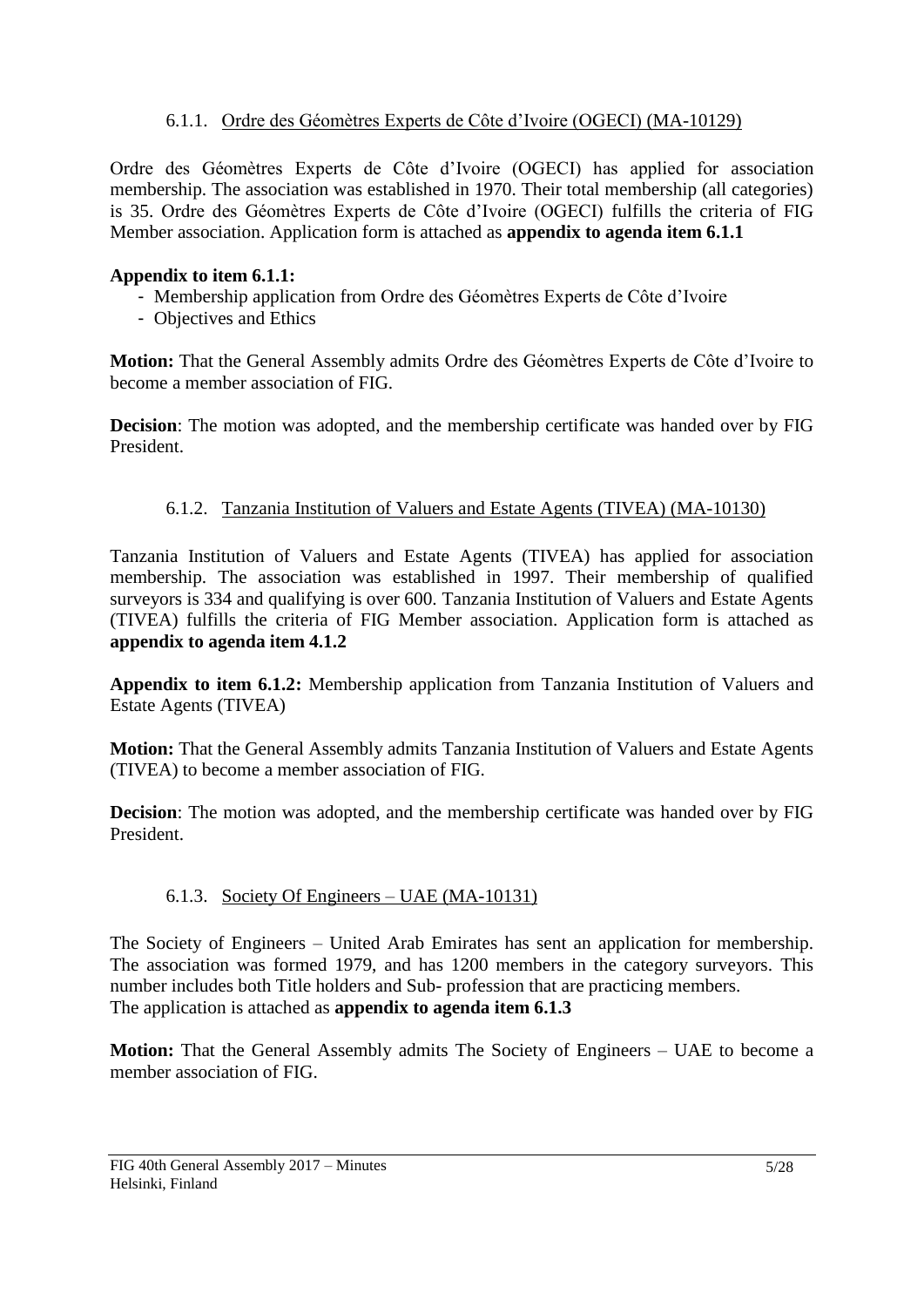#### 6.1.1. Ordre des Géomètres Experts de Côte d'Ivoire (OGECI) (MA-10129)

Ordre des Géomètres Experts de Côte d'Ivoire (OGECI) has applied for association membership. The association was established in 1970. Their total membership (all categories) is 35. Ordre des Géomètres Experts de Côte d'Ivoire (OGECI) fulfills the criteria of FIG Member association. Application form is attached as **appendix to agenda item 6.1.1**

**Appendix to item 6.1.1:**

- Membership application from Ordre des Géomètres Experts de Côte d'Ivoire
- Objectives and Ethics

**Motion:** That the General Assembly admits Ordre des Géomètres Experts de Côte d'Ivoire to become a member association of FIG.

**Decision**: The motion was adopted, and the membership certificate was handed over by FIG President.

#### 6.1.2. Tanzania Institution of Valuers and Estate Agents (TIVEA) (MA-10130)

Tanzania Institution of Valuers and Estate Agents (TIVEA) has applied for association membership. The association was established in 1997. Their membership of qualified surveyors is 334 and qualifying is over 600. Tanzania Institution of Valuers and Estate Agents (TIVEA) fulfills the criteria of FIG Member association. Application form is attached as **appendix to agenda item 4.1.2**

**Appendix to item 6.1.2:** Membership application from Tanzania Institution of Valuers and Estate Agents (TIVEA)

**Motion:** That the General Assembly admits Tanzania Institution of Valuers and Estate Agents (TIVEA) to become a member association of FIG.

**Decision**: The motion was adopted, and the membership certificate was handed over by FIG President.

#### 6.1.3. Society Of Engineers – UAE (MA-10131)

The Society of Engineers – United Arab Emirates has sent an application for membership. The association was formed 1979, and has 1200 members in the category surveyors. This number includes both Title holders and Sub- profession that are practicing members.
The application is attached as **appendix to agenda item 6.1.3**

**Motion:** That the General Assembly admits The Society of Engineers – UAE to become a member association of FIG.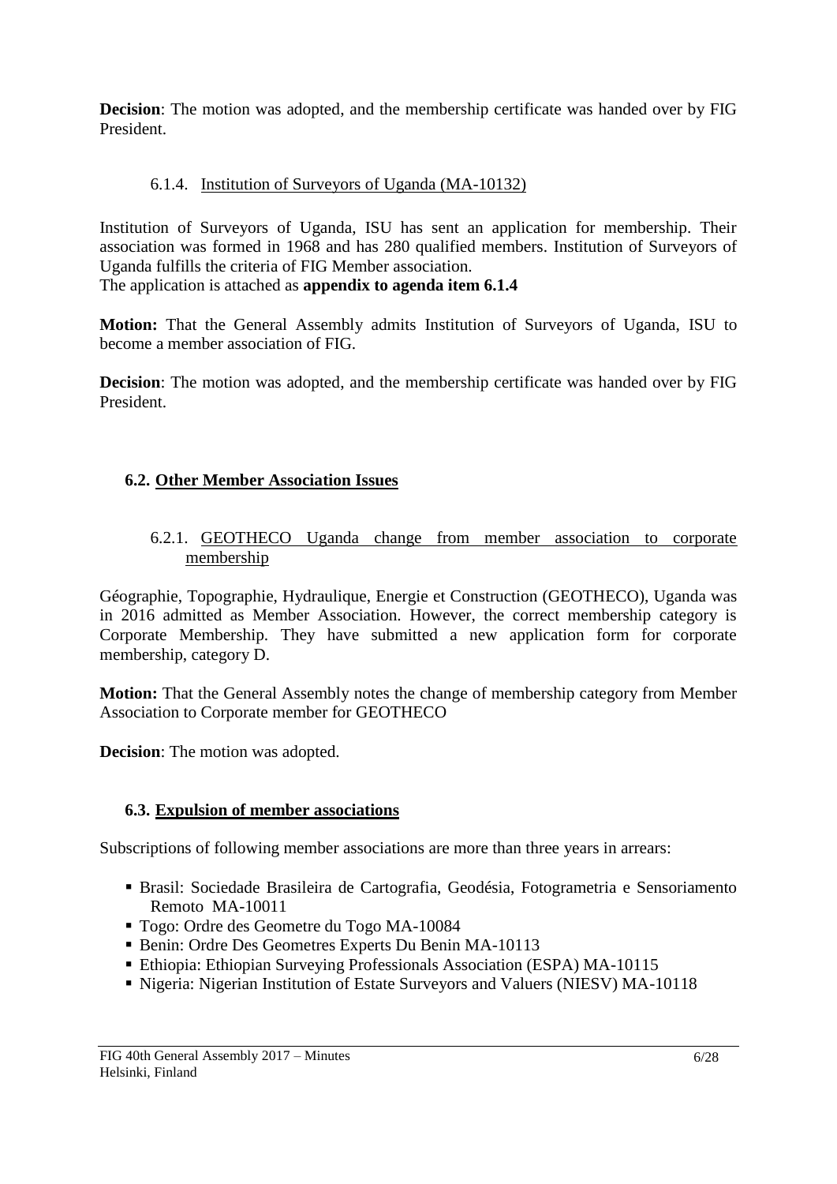**Decision**: The motion was adopted, and the membership certificate was handed over by FIG President.

#### 6.1.4. Institution of Surveyors of Uganda (MA-10132)

Institution of Surveyors of Uganda, ISU has sent an application for membership. Their association was formed in 1968 and has 280 qualified members. Institution of Surveyors of Uganda fulfills the criteria of FIG Member association.
The application is attached as **appendix to agenda item 6.1.4**

**Motion:** That the General Assembly admits Institution of Surveyors of Uganda, ISU to become a member association of FIG.

**Decision**: The motion was adopted, and the membership certificate was handed over by FIG President.

### 6.2. Other Member Association Issues

#### 6.2.1. GEOTHECO Uganda change from member association to corporate membership

Géographie, Topographie, Hydraulique, Energie et Construction (GEOTHECO), Uganda was in 2016 admitted as Member Association. However, the correct membership category is Corporate Membership. They have submitted a new application form for corporate membership, category D.

**Motion:** That the General Assembly notes the change of membership category from Member Association to Corporate member for GEOTHECO

**Decision**: The motion was adopted.

### 6.3. Expulsion of member associations

Subscriptions of following member associations are more than three years in arrears:

- Brasil: Sociedade Brasileira de Cartografia, Geodésia, Fotogrametria e Sensoriamento Remoto MA-10011
- Togo: Ordre des Geometre du Togo MA-10084
- Benin: Ordre Des Geometres Experts Du Benin MA-10113
- Ethiopia: Ethiopian Surveying Professionals Association (ESPA) MA-10115
- Nigeria: Nigerian Institution of Estate Surveyors and Valuers (NIESV) MA-10118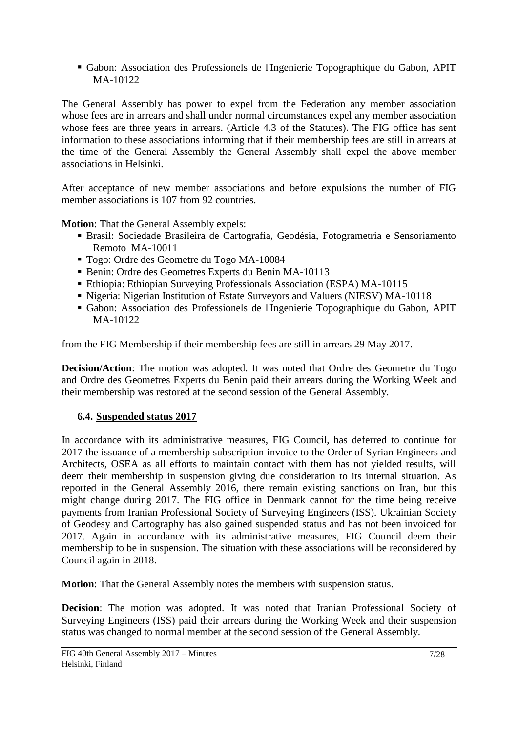- Gabon: Association des Professionels de l'Ingenierie Topographique du Gabon, APIT MA-10122

The General Assembly has power to expel from the Federation any member association whose fees are in arrears and shall under normal circumstances expel any member association whose fees are three years in arrears. (Article 4.3 of the Statutes). The FIG office has sent information to these associations informing that if their membership fees are still in arrears at the time of the General Assembly the General Assembly shall expel the above member associations in Helsinki.

After acceptance of new member associations and before expulsions the number of FIG member associations is 107 from 92 countries.

**Motion**: That the General Assembly expels:

- Brasil: Sociedade Brasileira de Cartografia, Geodésia, Fotogrametria e Sensoriamento Remoto MA-10011
- Togo: Ordre des Geometre du Togo MA-10084
- Benin: Ordre des Geometres Experts du Benin MA-10113
- Ethiopia: Ethiopian Surveying Professionals Association (ESPA) MA-10115
- Nigeria: Nigerian Institution of Estate Surveyors and Valuers (NIESV) MA-10118
- Gabon: Association des Professionels de l'Ingenierie Topographique du Gabon, APIT MA-10122

from the FIG Membership if their membership fees are still in arrears 29 May 2017.

**Decision/Action**: The motion was adopted. It was noted that Ordre des Geometre du Togo and Ordre des Geometres Experts du Benin paid their arrears during the Working Week and their membership was restored at the second session of the General Assembly.

### 6.4. Suspended status 2017

In accordance with its administrative measures, FIG Council, has deferred to continue for 2017 the issuance of a membership subscription invoice to the Order of Syrian Engineers and Architects, OSEA as all efforts to maintain contact with them has not yielded results, will deem their membership in suspension giving due consideration to its internal situation. As reported in the General Assembly 2016, there remain existing sanctions on Iran, but this might change during 2017. The FIG office in Denmark cannot for the time being receive payments from Iranian Professional Society of Surveying Engineers (ISS). Ukrainian Society of Geodesy and Cartography has also gained suspended status and has not been invoiced for 2017. Again in accordance with its administrative measures, FIG Council deem their membership to be in suspension. The situation with these associations will be reconsidered by Council again in 2018.

**Motion**: That the General Assembly notes the members with suspension status.

**Decision**: The motion was adopted. It was noted that Iranian Professional Society of Surveying Engineers (ISS) paid their arrears during the Working Week and their suspension status was changed to normal member at the second session of the General Assembly.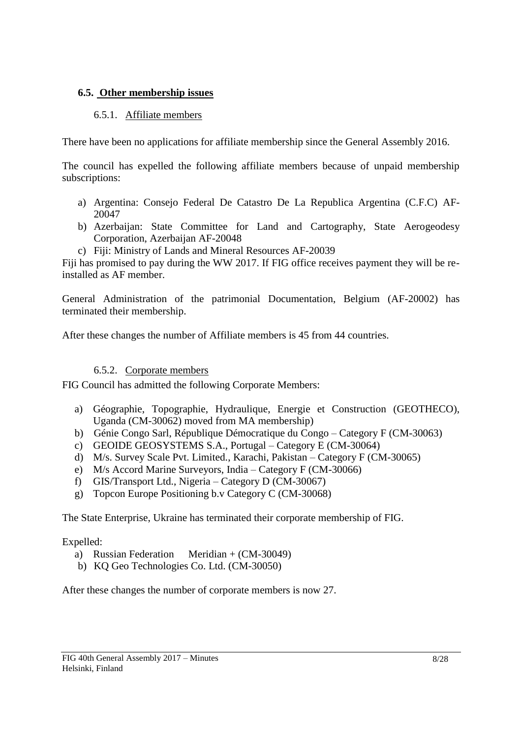## 6.5. Other membership issues

### 6.5.1. Affiliate members

There have been no applications for affiliate membership since the General Assembly 2016.

The council has expelled the following affiliate members because of unpaid membership subscriptions:

a) Argentina: Consejo Federal De Catastro De La Republica Argentina (C.F.C) AF-20047
b) Azerbaijan: State Committee for Land and Cartography, State Aerogeodesy Corporation, Azerbaijan AF-20048
c) Fiji: Ministry of Lands and Mineral Resources AF-20039

Fiji has promised to pay during the WW 2017. If FIG office receives payment they will be re-installed as AF member.

General Administration of the patrimonial Documentation, Belgium (AF-20002) has terminated their membership.

After these changes the number of Affiliate members is 45 from 44 countries.

### 6.5.2. Corporate members

FIG Council has admitted the following Corporate Members:

a) Géographie, Topographie, Hydraulique, Energie et Construction (GEOTHECO), Uganda (CM-30062) moved from MA membership)
b) Génie Congo Sarl, République Démocratique du Congo – Category F (CM-30063)
c) GEOIDE GEOSYSTEMS S.A., Portugal – Category E (CM-30064)
d) M/s. Survey Scale Pvt. Limited., Karachi, Pakistan – Category F (CM-30065)
e) M/s Accord Marine Surveyors, India – Category F (CM-30066)
f) GIS/Transport Ltd., Nigeria – Category D (CM-30067)
g) Topcon Europe Positioning b.v Category C (CM-30068)

The State Enterprise, Ukraine has terminated their corporate membership of FIG.

Expelled:

a) Russian Federation Meridian + (CM-30049)
b) KQ Geo Technologies Co. Ltd. (CM-30050)

After these changes the number of corporate members is now 27.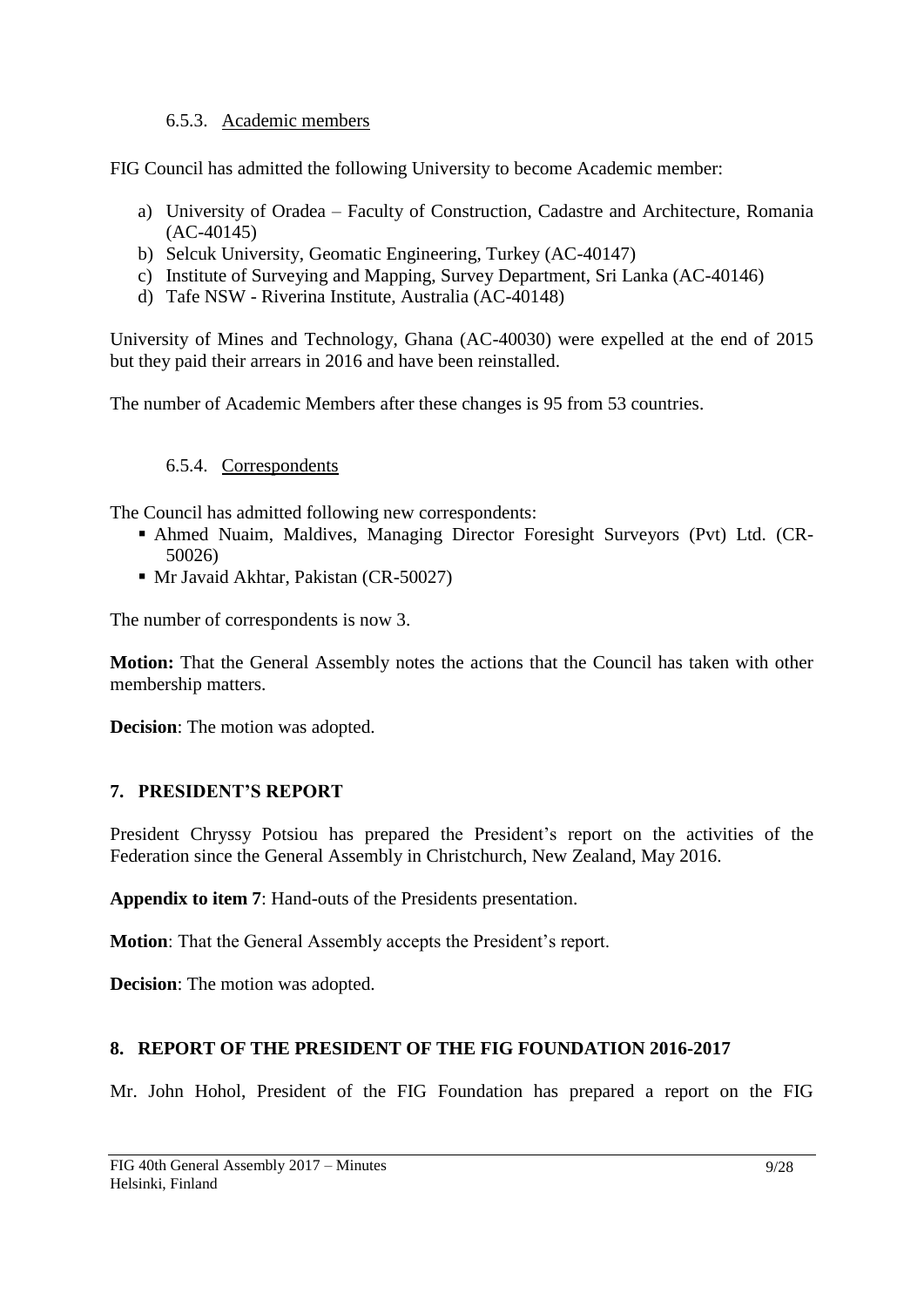#### 6.5.3. Academic members

FIG Council has admitted the following University to become Academic member:

a) University of Oradea – Faculty of Construction, Cadastre and Architecture, Romania (AC-40145)
b) Selcuk University, Geomatic Engineering, Turkey (AC-40147)
c) Institute of Surveying and Mapping, Survey Department, Sri Lanka (AC-40146)
d) Tafe NSW - Riverina Institute, Australia (AC-40148)

University of Mines and Technology, Ghana (AC-40030) were expelled at the end of 2015 but they paid their arrears in 2016 and have been reinstalled.

The number of Academic Members after these changes is 95 from 53 countries.

#### 6.5.4. Correspondents

The Council has admitted following new correspondents:

- Ahmed Nuaim, Maldives, Managing Director Foresight Surveyors (Pvt) Ltd. (CR-50026)
- Mr Javaid Akhtar, Pakistan (CR-50027)

The number of correspondents is now 3.

**Motion:** That the General Assembly notes the actions that the Council has taken with other membership matters.

**Decision**: The motion was adopted.

## 7. PRESIDENT'S REPORT

President Chryssy Potsiou has prepared the President's report on the activities of the Federation since the General Assembly in Christchurch, New Zealand, May 2016.

**Appendix to item 7**: Hand-outs of the Presidents presentation.

**Motion**: That the General Assembly accepts the President's report.

**Decision**: The motion was adopted.

## 8. REPORT OF THE PRESIDENT OF THE FIG FOUNDATION 2016-2017

Mr. John Hohol, President of the FIG Foundation has prepared a report on the FIG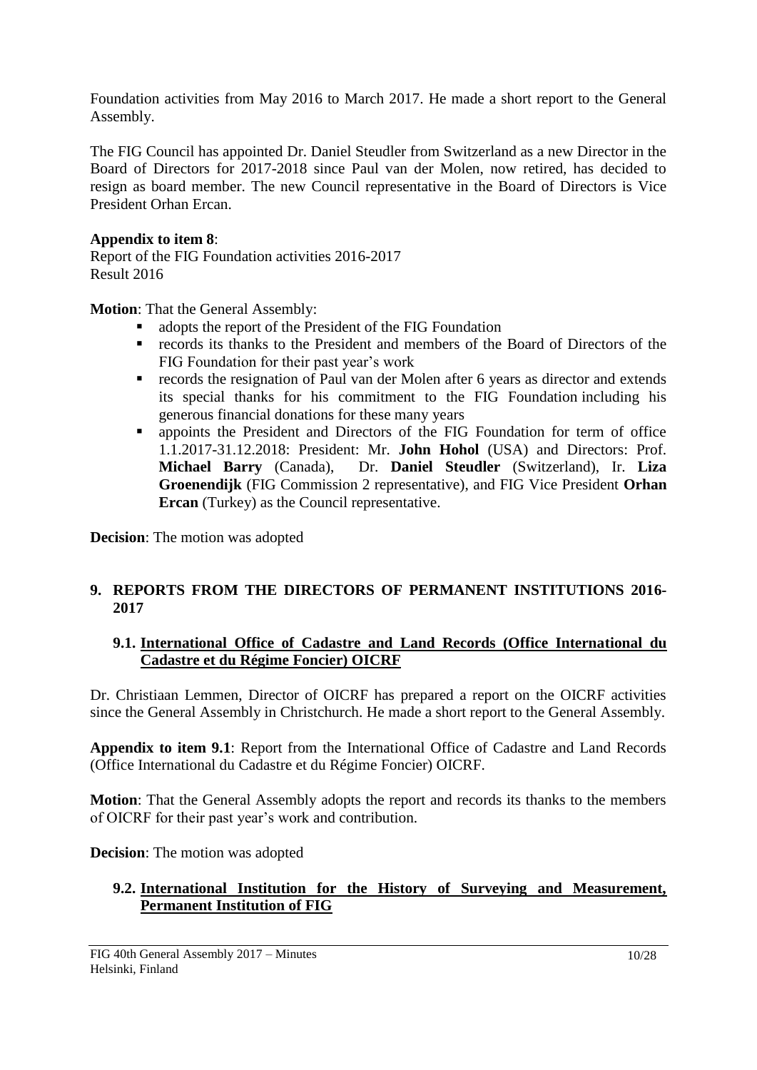Foundation activities from May 2016 to March 2017. He made a short report to the General Assembly.

The FIG Council has appointed Dr. Daniel Steudler from Switzerland as a new Director in the Board of Directors for 2017-2018 since Paul van der Molen, now retired, has decided to resign as board member. The new Council representative in the Board of Directors is Vice President Orhan Ercan.

**Appendix to item 8**:
Report of the FIG Foundation activities 2016-2017
Result 2016

**Motion**: That the General Assembly:

- adopts the report of the President of the FIG Foundation
- records its thanks to the President and members of the Board of Directors of the FIG Foundation for their past year's work
- records the resignation of Paul van der Molen after 6 years as director and extends its special thanks for his commitment to the FIG Foundation including his generous financial donations for these many years
- appoints the President and Directors of the FIG Foundation for term of office 1.1.2017-31.12.2018: President: Mr. **John Hohol** (USA) and Directors: Prof. **Michael Barry** (Canada), Dr. **Daniel Steudler** (Switzerland), Ir. **Liza Groenendijk** (FIG Commission 2 representative), and FIG Vice President **Orhan Ercan** (Turkey) as the Council representative.

**Decision**: The motion was adopted

## 9. REPORTS FROM THE DIRECTORS OF PERMANENT INSTITUTIONS 2016-2017

### 9.1. International Office of Cadastre and Land Records (Office International du Cadastre et du Régime Foncier) OICRF

Dr. Christiaan Lemmen, Director of OICRF has prepared a report on the OICRF activities since the General Assembly in Christchurch. He made a short report to the General Assembly.

**Appendix to item 9.1**: Report from the International Office of Cadastre and Land Records (Office International du Cadastre et du Régime Foncier) OICRF.

**Motion**: That the General Assembly adopts the report and records its thanks to the members of OICRF for their past year's work and contribution.

**Decision**: The motion was adopted

### 9.2. International Institution for the History of Surveying and Measurement, Permanent Institution of FIG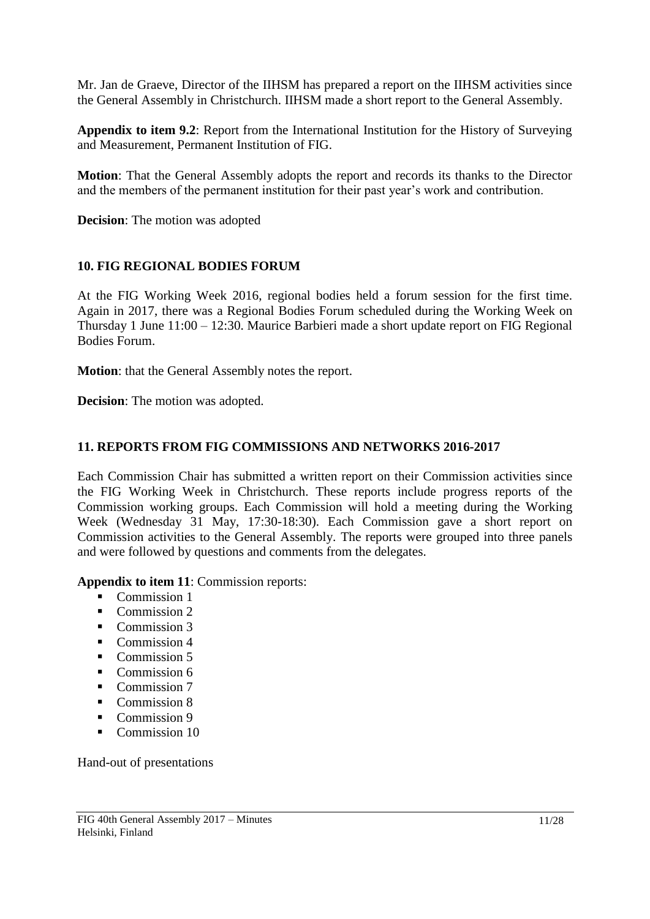Mr. Jan de Graeve, Director of the IIHSM has prepared a report on the IIHSM activities since the General Assembly in Christchurch. IIHSM made a short report to the General Assembly.

**Appendix to item 9.2**: Report from the International Institution for the History of Surveying and Measurement, Permanent Institution of FIG.

**Motion**: That the General Assembly adopts the report and records its thanks to the Director and the members of the permanent institution for their past year's work and contribution.

**Decision**: The motion was adopted

## 10. FIG REGIONAL BODIES FORUM

At the FIG Working Week 2016, regional bodies held a forum session for the first time. Again in 2017, there was a Regional Bodies Forum scheduled during the Working Week on Thursday 1 June 11:00 – 12:30. Maurice Barbieri made a short update report on FIG Regional Bodies Forum.

**Motion**: that the General Assembly notes the report.

**Decision**: The motion was adopted.

## 11. REPORTS FROM FIG COMMISSIONS AND NETWORKS 2016-2017

Each Commission Chair has submitted a written report on their Commission activities since the FIG Working Week in Christchurch. These reports include progress reports of the Commission working groups. Each Commission will hold a meeting during the Working Week (Wednesday 31 May, 17:30-18:30). Each Commission gave a short report on Commission activities to the General Assembly. The reports were grouped into three panels and were followed by questions and comments from the delegates.

**Appendix to item 11**: Commission reports:

- Commission 1
- Commission 2
- Commission 3
- Commission 4
- Commission 5
- Commission 6
- Commission 7
- Commission 8
- Commission 9
- Commission 10

Hand-out of presentations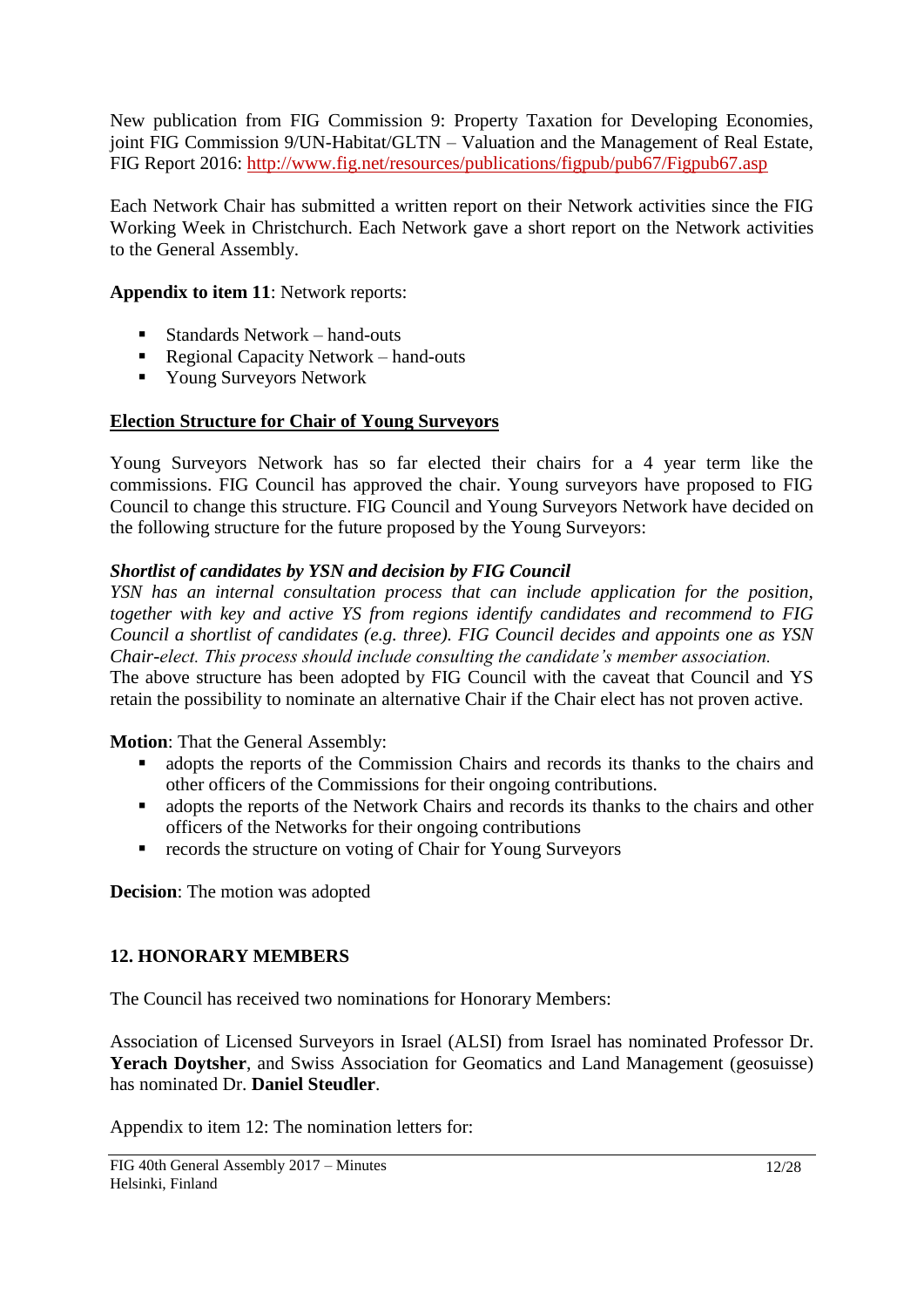New publication from FIG Commission 9: Property Taxation for Developing Economies, joint FIG Commission 9/UN-Habitat/GLTN – Valuation and the Management of Real Estate, FIG Report 2016: http://www.fig.net/resources/publications/figpub/pub67/Figpub67.asp

Each Network Chair has submitted a written report on their Network activities since the FIG Working Week in Christchurch. Each Network gave a short report on the Network activities to the General Assembly.

**Appendix to item 11**: Network reports:

- Standards Network – hand-outs
- Regional Capacity Network – hand-outs
- Young Surveyors Network

**Election Structure for Chair of Young Surveyors**

Young Surveyors Network has so far elected their chairs for a 4 year term like the commissions. FIG Council has approved the chair. Young surveyors have proposed to FIG Council to change this structure. FIG Council and Young Surveyors Network have decided on the following structure for the future proposed by the Young Surveyors:

***Shortlist of candidates by YSN and decision by FIG Council***
*YSN has an internal consultation process that can include application for the position, together with key and active YS from regions identify candidates and recommend to FIG Council a shortlist of candidates (e.g. three). FIG Council decides and appoints one as YSN Chair-elect. This process should include consulting the candidate's member association.*
The above structure has been adopted by FIG Council with the caveat that Council and YS retain the possibility to nominate an alternative Chair if the Chair elect has not proven active.

**Motion**: That the General Assembly:

- adopts the reports of the Commission Chairs and records its thanks to the chairs and other officers of the Commissions for their ongoing contributions.
- adopts the reports of the Network Chairs and records its thanks to the chairs and other officers of the Networks for their ongoing contributions
- records the structure on voting of Chair for Young Surveyors

**Decision**: The motion was adopted

## 12. HONORARY MEMBERS

The Council has received two nominations for Honorary Members:

Association of Licensed Surveyors in Israel (ALSI) from Israel has nominated Professor Dr. **Yerach Doytsher**, and Swiss Association for Geomatics and Land Management (geosuisse) has nominated Dr. **Daniel Steudler**.

Appendix to item 12: The nomination letters for: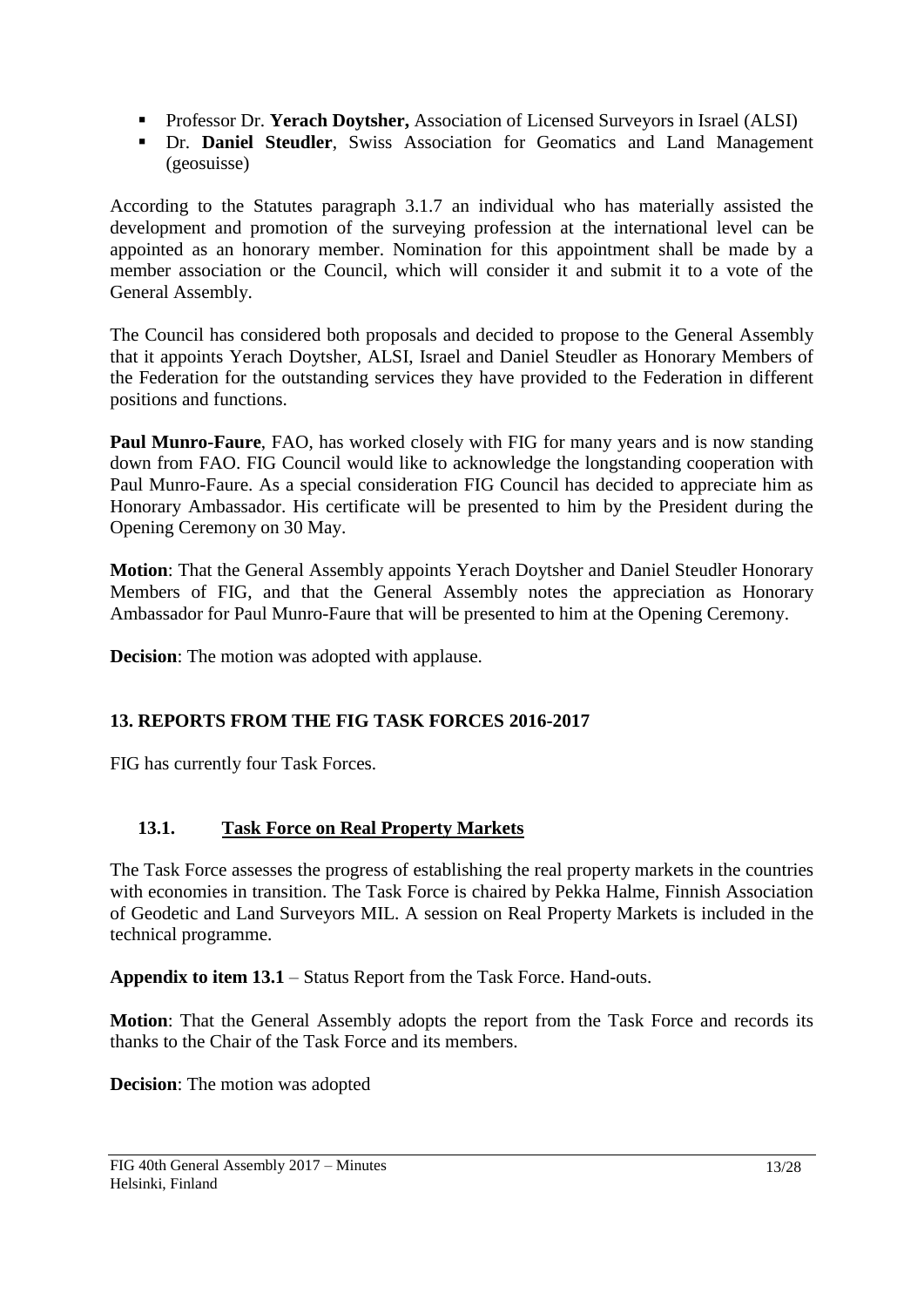- Professor Dr. **Yerach Doytsher,** Association of Licensed Surveyors in Israel (ALSI)
- Dr. **Daniel Steudler**, Swiss Association for Geomatics and Land Management (geosuisse)

According to the Statutes paragraph 3.1.7 an individual who has materially assisted the development and promotion of the surveying profession at the international level can be appointed as an honorary member. Nomination for this appointment shall be made by a member association or the Council, which will consider it and submit it to a vote of the General Assembly.

The Council has considered both proposals and decided to propose to the General Assembly that it appoints Yerach Doytsher, ALSI, Israel and Daniel Steudler as Honorary Members of the Federation for the outstanding services they have provided to the Federation in different positions and functions.

**Paul Munro-Faure**, FAO, has worked closely with FIG for many years and is now standing down from FAO. FIG Council would like to acknowledge the longstanding cooperation with Paul Munro-Faure. As a special consideration FIG Council has decided to appreciate him as Honorary Ambassador. His certificate will be presented to him by the President during the Opening Ceremony on 30 May.

**Motion**: That the General Assembly appoints Yerach Doytsher and Daniel Steudler Honorary Members of FIG, and that the General Assembly notes the appreciation as Honorary Ambassador for Paul Munro-Faure that will be presented to him at the Opening Ceremony.

**Decision**: The motion was adopted with applause.

## 13. REPORTS FROM THE FIG TASK FORCES 2016-2017

FIG has currently four Task Forces.

### 13.1. Task Force on Real Property Markets

The Task Force assesses the progress of establishing the real property markets in the countries with economies in transition. The Task Force is chaired by Pekka Halme, Finnish Association of Geodetic and Land Surveyors MIL. A session on Real Property Markets is included in the technical programme.

**Appendix to item 13.1** – Status Report from the Task Force. Hand-outs.

**Motion**: That the General Assembly adopts the report from the Task Force and records its thanks to the Chair of the Task Force and its members.

**Decision**: The motion was adopted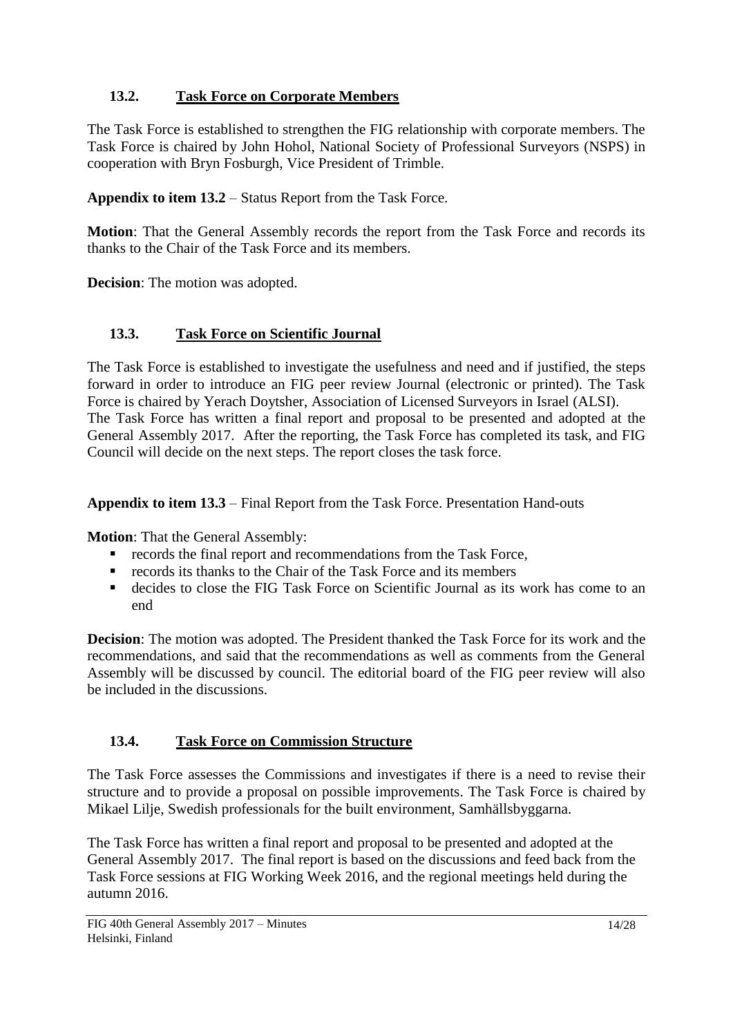### 13.2. Task Force on Corporate Members

The Task Force is established to strengthen the FIG relationship with corporate members. The Task Force is chaired by John Hohol, National Society of Professional Surveyors (NSPS) in cooperation with Bryn Fosburgh, Vice President of Trimble.

**Appendix to item 13.2** – Status Report from the Task Force.

**Motion**: That the General Assembly records the report from the Task Force and records its thanks to the Chair of the Task Force and its members.

**Decision**: The motion was adopted.

### 13.3. Task Force on Scientific Journal

The Task Force is established to investigate the usefulness and need and if justified, the steps forward in order to introduce an FIG peer review Journal (electronic or printed). The Task Force is chaired by Yerach Doytsher, Association of Licensed Surveyors in Israel (ALSI).
The Task Force has written a final report and proposal to be presented and adopted at the General Assembly 2017. After the reporting, the Task Force has completed its task, and FIG Council will decide on the next steps. The report closes the task force.

**Appendix to item 13.3** – Final Report from the Task Force. Presentation Hand-outs

**Motion**: That the General Assembly:

- records the final report and recommendations from the Task Force,
- records its thanks to the Chair of the Task Force and its members
- decides to close the FIG Task Force on Scientific Journal as its work has come to an end

**Decision**: The motion was adopted. The President thanked the Task Force for its work and the recommendations, and said that the recommendations as well as comments from the General Assembly will be discussed by council. The editorial board of the FIG peer review will also be included in the discussions.

### 13.4. Task Force on Commission Structure

The Task Force assesses the Commissions and investigates if there is a need to revise their structure and to provide a proposal on possible improvements. The Task Force is chaired by Mikael Lilje, Swedish professionals for the built environment, Samhällsbyggarna.

The Task Force has written a final report and proposal to be presented and adopted at the General Assembly 2017. The final report is based on the discussions and feed back from the Task Force sessions at FIG Working Week 2016, and the regional meetings held during the autumn 2016.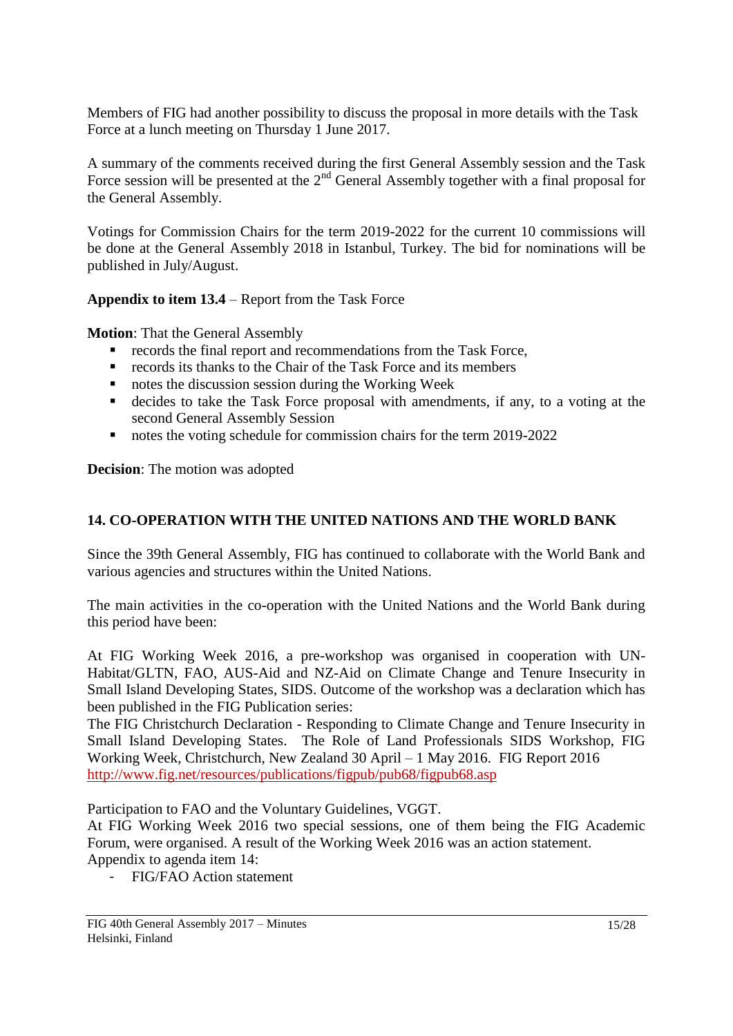Members of FIG had another possibility to discuss the proposal in more details with the Task Force at a lunch meeting on Thursday 1 June 2017.

A summary of the comments received during the first General Assembly session and the Task Force session will be presented at the 2nd General Assembly together with a final proposal for the General Assembly.

Votings for Commission Chairs for the term 2019-2022 for the current 10 commissions will be done at the General Assembly 2018 in Istanbul, Turkey. The bid for nominations will be published in July/August.

**Appendix to item 13.4** – Report from the Task Force

**Motion**: That the General Assembly

- records the final report and recommendations from the Task Force,
- records its thanks to the Chair of the Task Force and its members
- notes the discussion session during the Working Week
- decides to take the Task Force proposal with amendments, if any, to a voting at the second General Assembly Session
- notes the voting schedule for commission chairs for the term 2019-2022

**Decision**: The motion was adopted

## 14. CO-OPERATION WITH THE UNITED NATIONS AND THE WORLD BANK

Since the 39th General Assembly, FIG has continued to collaborate with the World Bank and various agencies and structures within the United Nations.

The main activities in the co-operation with the United Nations and the World Bank during this period have been:

At FIG Working Week 2016, a pre-workshop was organised in cooperation with UN-Habitat/GLTN, FAO, AUS-Aid and NZ-Aid on Climate Change and Tenure Insecurity in Small Island Developing States, SIDS. Outcome of the workshop was a declaration which has been published in the FIG Publication series:

The FIG Christchurch Declaration - Responding to Climate Change and Tenure Insecurity in Small Island Developing States. The Role of Land Professionals SIDS Workshop, FIG Working Week, Christchurch, New Zealand 30 April – 1 May 2016. FIG Report 2016
http://www.fig.net/resources/publications/figpub/pub68/figpub68.asp

Participation to FAO and the Voluntary Guidelines, VGGT.
At FIG Working Week 2016 two special sessions, one of them being the FIG Academic Forum, were organised. A result of the Working Week 2016 was an action statement.
Appendix to agenda item 14:

- FIG/FAO Action statement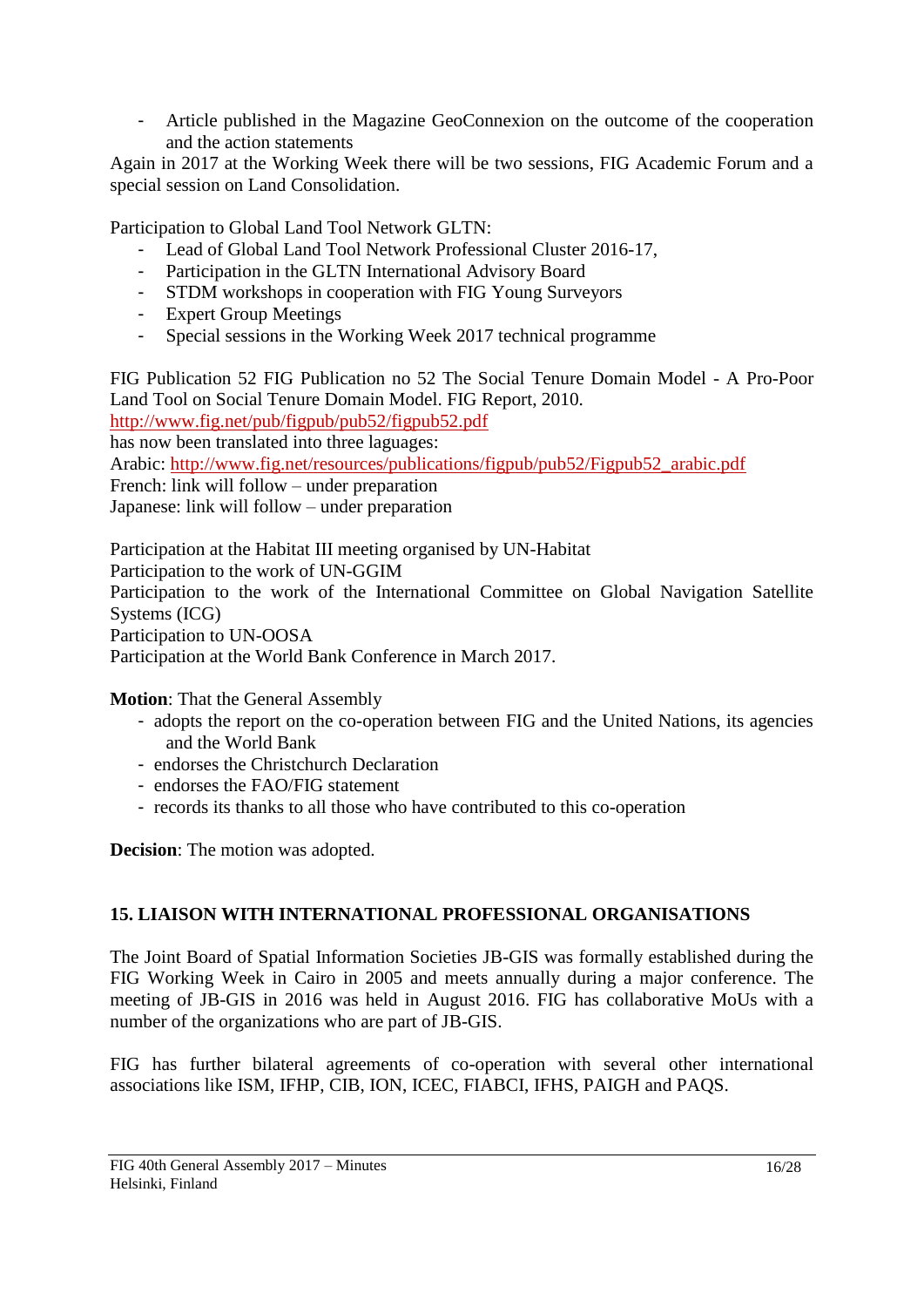- Article published in the Magazine GeoConnexion on the outcome of the cooperation and the action statements

Again in 2017 at the Working Week there will be two sessions, FIG Academic Forum and a special session on Land Consolidation.

Participation to Global Land Tool Network GLTN:

- Lead of Global Land Tool Network Professional Cluster 2016-17,
- Participation in the GLTN International Advisory Board
- STDM workshops in cooperation with FIG Young Surveyors
- Expert Group Meetings
- Special sessions in the Working Week 2017 technical programme

FIG Publication 52 FIG Publication no 52 The Social Tenure Domain Model - A Pro-Poor Land Tool on Social Tenure Domain Model. FIG Report, 2010.
http://www.fig.net/pub/figpub/pub52/figpub52.pdf
has now been translated into three laguages:
Arabic: http://www.fig.net/resources/publications/figpub/pub52/Figpub52_arabic.pdf
French: link will follow – under preparation
Japanese: link will follow – under preparation

Participation at the Habitat III meeting organised by UN-Habitat
Participation to the work of UN-GGIM
Participation to the work of the International Committee on Global Navigation Satellite Systems (ICG)
Participation to UN-OOSA
Participation at the World Bank Conference in March 2017.

**Motion**: That the General Assembly

- adopts the report on the co-operation between FIG and the United Nations, its agencies and the World Bank
- endorses the Christchurch Declaration
- endorses the FAO/FIG statement
- records its thanks to all those who have contributed to this co-operation

**Decision**: The motion was adopted.

## 15. LIAISON WITH INTERNATIONAL PROFESSIONAL ORGANISATIONS

The Joint Board of Spatial Information Societies JB-GIS was formally established during the FIG Working Week in Cairo in 2005 and meets annually during a major conference. The meeting of JB-GIS in 2016 was held in August 2016. FIG has collaborative MoUs with a number of the organizations who are part of JB-GIS.

FIG has further bilateral agreements of co-operation with several other international associations like ISM, IFHP, CIB, ION, ICEC, FIABCI, IFHS, PAIGH and PAQS.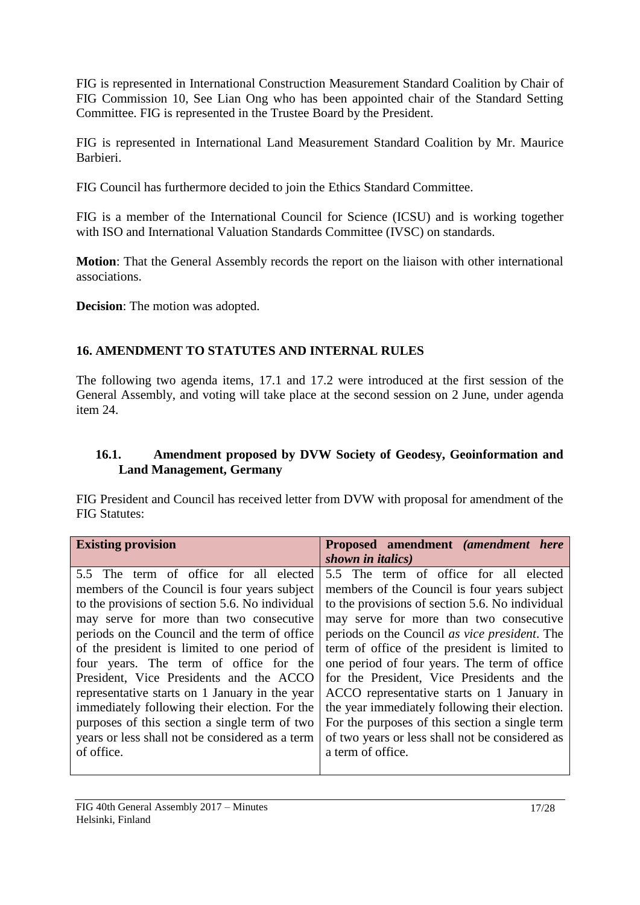FIG is represented in International Construction Measurement Standard Coalition by Chair of FIG Commission 10, See Lian Ong who has been appointed chair of the Standard Setting Committee. FIG is represented in the Trustee Board by the President.

FIG is represented in International Land Measurement Standard Coalition by Mr. Maurice Barbieri.

FIG Council has furthermore decided to join the Ethics Standard Committee.

FIG is a member of the International Council for Science (ICSU) and is working together with ISO and International Valuation Standards Committee (IVSC) on standards.

**Motion**: That the General Assembly records the report on the liaison with other international associations.

**Decision**: The motion was adopted.

## 16. AMENDMENT TO STATUTES AND INTERNAL RULES

The following two agenda items, 17.1 and 17.2 were introduced at the first session of the General Assembly, and voting will take place at the second session on 2 June, under agenda item 24.

### 16.1. Amendment proposed by DVW Society of Geodesy, Geoinformation and Land Management, Germany

FIG President and Council has received letter from DVW with proposal for amendment of the FIG Statutes:

| **Existing provision** | **Proposed amendment** ***(amendment here shown in italics)*** |
|---|---|
| 5.5 The term of office for all elected members of the Council is four years subject to the provisions of section 5.6. No individual may serve for more than two consecutive periods on the Council and the term of office of the president is limited to one period of four years. The term of office for the President, Vice Presidents and the ACCO representative starts on 1 January in the year immediately following their election. For the purposes of this section a single term of two years or less shall not be considered as a term of office. | 5.5 The term of office for all elected members of the Council is four years subject to the provisions of section 5.6. No individual may serve for more than two consecutive periods on the Council *as vice president*. The term of office of the president is limited to one period of four years. The term of office for the President, Vice Presidents and the ACCO representative starts on 1 January in the year immediately following their election. For the purposes of this section a single term of two years or less shall not be considered as a term of office. |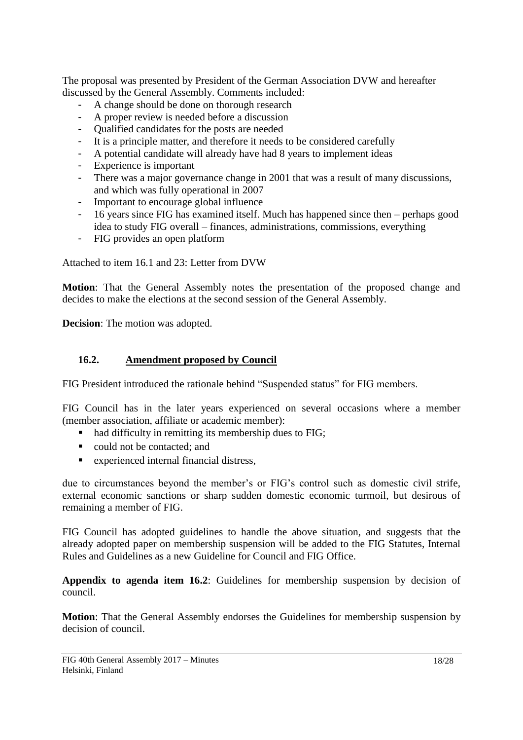The proposal was presented by President of the German Association DVW and hereafter discussed by the General Assembly. Comments included:

- A change should be done on thorough research
- A proper review is needed before a discussion
- Qualified candidates for the posts are needed
- It is a principle matter, and therefore it needs to be considered carefully
- A potential candidate will already have had 8 years to implement ideas
- Experience is important
- There was a major governance change in 2001 that was a result of many discussions, and which was fully operational in 2007
- Important to encourage global influence
- 16 years since FIG has examined itself. Much has happened since then – perhaps good idea to study FIG overall – finances, administrations, commissions, everything
- FIG provides an open platform

Attached to item 16.1 and 23: Letter from DVW

**Motion**: That the General Assembly notes the presentation of the proposed change and decides to make the elections at the second session of the General Assembly.

**Decision**: The motion was adopted.

### 16.2. Amendment proposed by Council

FIG President introduced the rationale behind "Suspended status" for FIG members.

FIG Council has in the later years experienced on several occasions where a member (member association, affiliate or academic member):

- had difficulty in remitting its membership dues to FIG;
- could not be contacted; and
- experienced internal financial distress,

due to circumstances beyond the member's or FIG's control such as domestic civil strife, external economic sanctions or sharp sudden domestic economic turmoil, but desirous of remaining a member of FIG.

FIG Council has adopted guidelines to handle the above situation, and suggests that the already adopted paper on membership suspension will be added to the FIG Statutes, Internal Rules and Guidelines as a new Guideline for Council and FIG Office.

**Appendix to agenda item 16.2**: Guidelines for membership suspension by decision of council.

**Motion**: That the General Assembly endorses the Guidelines for membership suspension by decision of council.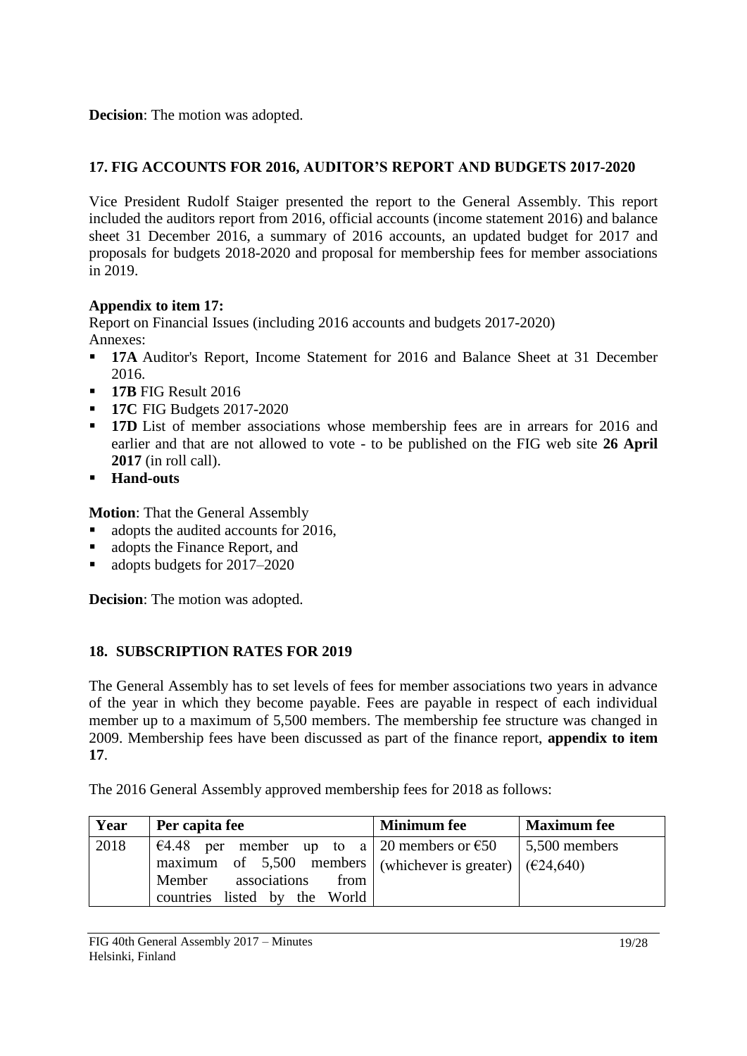**Decision**: The motion was adopted.

## 17. FIG ACCOUNTS FOR 2016, AUDITOR'S REPORT AND BUDGETS 2017-2020

Vice President Rudolf Staiger presented the report to the General Assembly. This report included the auditors report from 2016, official accounts (income statement 2016) and balance sheet 31 December 2016, a summary of 2016 accounts, an updated budget for 2017 and proposals for budgets 2018-2020 and proposal for membership fees for member associations in 2019.

**Appendix to item 17:**
Report on Financial Issues (including 2016 accounts and budgets 2017-2020)
Annexes:

- **17A** Auditor's Report, Income Statement for 2016 and Balance Sheet at 31 December 2016.
- **17B** FIG Result 2016
- **17C** FIG Budgets 2017-2020
- **17D** List of member associations whose membership fees are in arrears for 2016 and earlier and that are not allowed to vote - to be published on the FIG web site **26 April 2017** (in roll call).
- **Hand-outs**

**Motion**: That the General Assembly

- adopts the audited accounts for 2016,
- adopts the Finance Report, and
- adopts budgets for 2017–2020

**Decision**: The motion was adopted.

## 18. SUBSCRIPTION RATES FOR 2019

The General Assembly has to set levels of fees for member associations two years in advance of the year in which they become payable. Fees are payable in respect of each individual member up to a maximum of 5,500 members. The membership fee structure was changed in 2009. Membership fees have been discussed as part of the finance report, **appendix to item 17**.

The 2016 General Assembly approved membership fees for 2018 as follows:

| Year | Per capita fee | Minimum fee | Maximum fee |
|---|---|---|---|
| 2018 | €4.48 per member up to a maximum of 5,500 members Member associations from countries listed by the World | 20 members or €50 (whichever is greater) | 5,500 members (€24,640) |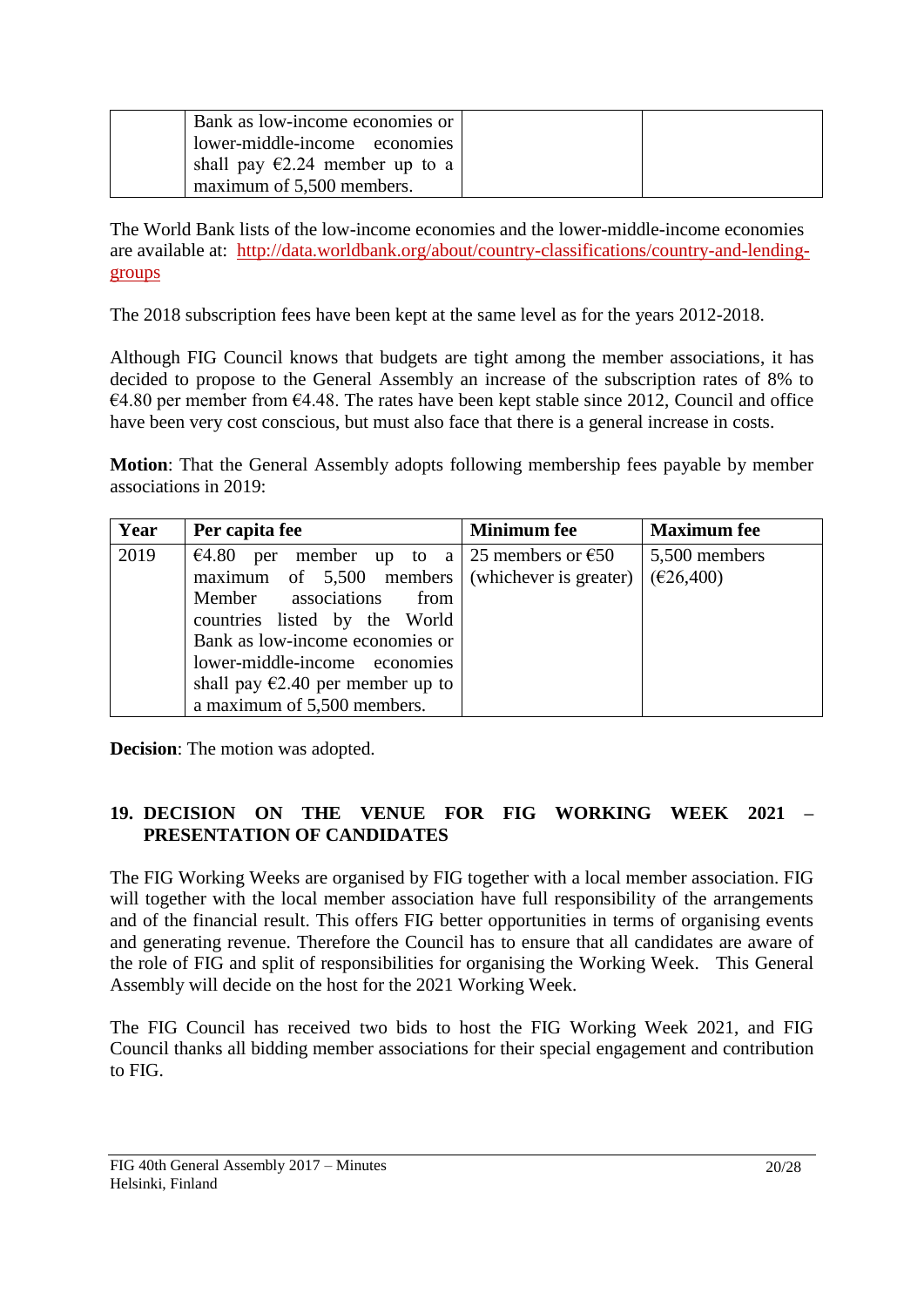| | Bank as low-income economies or lower-middle-income economies shall pay €2.24 member up to a maximum of 5,500 members. | | |
|---|---|---|---|

The World Bank lists of the low-income economies and the lower-middle-income economies are available at: http://data.worldbank.org/about/country-classifications/country-and-lending-groups

The 2018 subscription fees have been kept at the same level as for the years 2012-2018.

Although FIG Council knows that budgets are tight among the member associations, it has decided to propose to the General Assembly an increase of the subscription rates of 8% to €4.80 per member from €4.48. The rates have been kept stable since 2012, Council and office have been very cost conscious, but must also face that there is a general increase in costs.

**Motion**: That the General Assembly adopts following membership fees payable by member associations in 2019:

| Year | Per capita fee | Minimum fee | Maximum fee |
|---|---|---|---|
| 2019 | €4.80 per member up to a maximum of 5,500 members Member associations from countries listed by the World Bank as low-income economies or lower-middle-income economies shall pay €2.40 per member up to a maximum of 5,500 members. | 25 members or €50 (whichever is greater) | 5,500 members (€26,400) |

**Decision**: The motion was adopted.

## 19. DECISION ON THE VENUE FOR FIG WORKING WEEK 2021 – PRESENTATION OF CANDIDATES

The FIG Working Weeks are organised by FIG together with a local member association. FIG will together with the local member association have full responsibility of the arrangements and of the financial result. This offers FIG better opportunities in terms of organising events and generating revenue. Therefore the Council has to ensure that all candidates are aware of the role of FIG and split of responsibilities for organising the Working Week. This General Assembly will decide on the host for the 2021 Working Week.

The FIG Council has received two bids to host the FIG Working Week 2021, and FIG Council thanks all bidding member associations for their special engagement and contribution to FIG.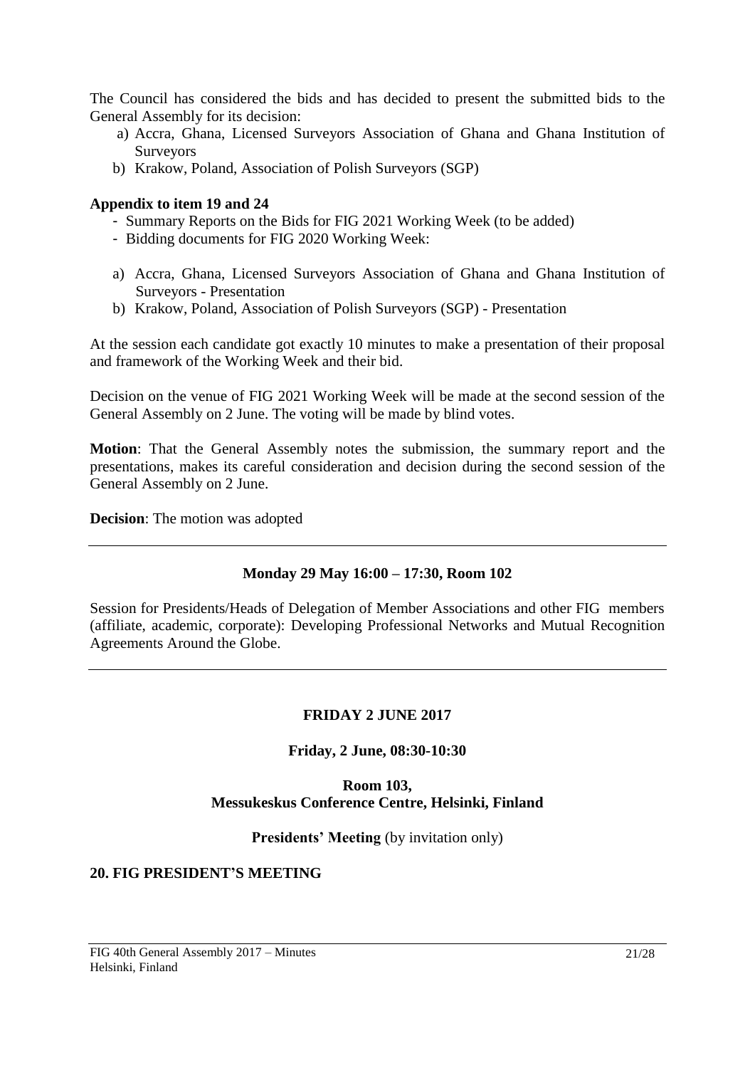The Council has considered the bids and has decided to present the submitted bids to the General Assembly for its decision:

a) Accra, Ghana, Licensed Surveyors Association of Ghana and Ghana Institution of Surveyors
b) Krakow, Poland, Association of Polish Surveyors (SGP)

**Appendix to item 19 and 24**

- Summary Reports on the Bids for FIG 2021 Working Week (to be added)
- Bidding documents for FIG 2020 Working Week:

a) Accra, Ghana, Licensed Surveyors Association of Ghana and Ghana Institution of Surveyors - Presentation
b) Krakow, Poland, Association of Polish Surveyors (SGP) - Presentation

At the session each candidate got exactly 10 minutes to make a presentation of their proposal and framework of the Working Week and their bid.

Decision on the venue of FIG 2021 Working Week will be made at the second session of the General Assembly on 2 June. The voting will be made by blind votes.

**Motion**: That the General Assembly notes the submission, the summary report and the presentations, makes its careful consideration and decision during the second session of the General Assembly on 2 June.

**Decision**: The motion was adopted

---

**Monday 29 May 16:00 – 17:30, Room 102**

Session for Presidents/Heads of Delegation of Member Associations and other FIG members (affiliate, academic, corporate): Developing Professional Networks and Mutual Recognition Agreements Around the Globe.

---

**FRIDAY 2 JUNE 2017**

**Friday, 2 June, 08:30-10:30**

**Room 103,**
**Messukeskus Conference Centre, Helsinki, Finland**

**Presidents' Meeting** (by invitation only)

**20. FIG PRESIDENT'S MEETING**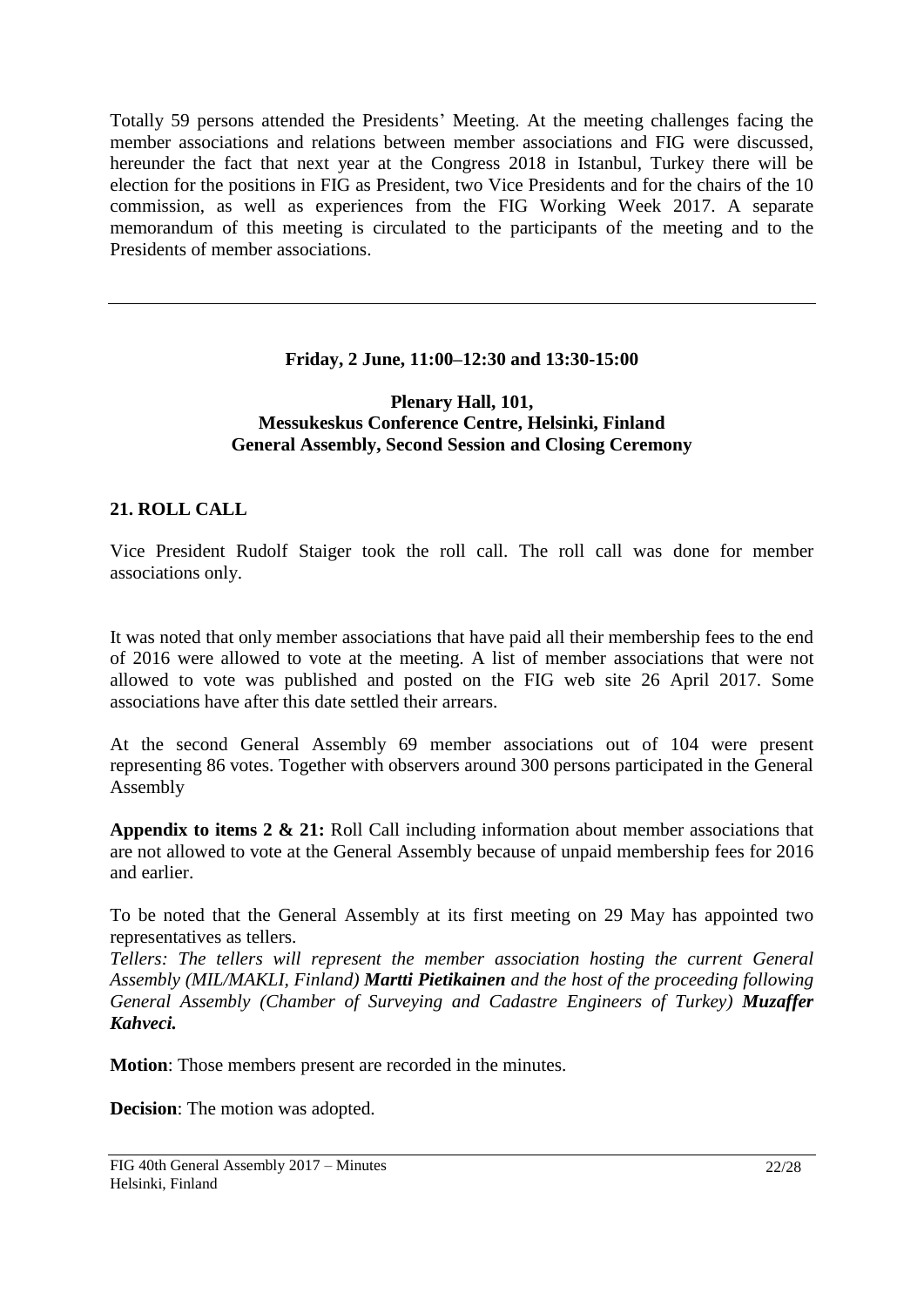Totally 59 persons attended the Presidents' Meeting. At the meeting challenges facing the member associations and relations between member associations and FIG were discussed, hereunder the fact that next year at the Congress 2018 in Istanbul, Turkey there will be election for the positions in FIG as President, two Vice Presidents and for the chairs of the 10 commission, as well as experiences from the FIG Working Week 2017. A separate memorandum of this meeting is circulated to the participants of the meeting and to the Presidents of member associations.

---

**Friday, 2 June, 11:00–12:30 and 13:30-15:00**

**Plenary Hall, 101,**
**Messukeskus Conference Centre, Helsinki, Finland**
**General Assembly, Second Session and Closing Ceremony**

## 21. ROLL CALL

Vice President Rudolf Staiger took the roll call. The roll call was done for member associations only.

It was noted that only member associations that have paid all their membership fees to the end of 2016 were allowed to vote at the meeting. A list of member associations that were not allowed to vote was published and posted on the FIG web site 26 April 2017. Some associations have after this date settled their arrears.

At the second General Assembly 69 member associations out of 104 were present representing 86 votes. Together with observers around 300 persons participated in the General Assembly

**Appendix to items 2 & 21:** Roll Call including information about member associations that are not allowed to vote at the General Assembly because of unpaid membership fees for 2016 and earlier.

To be noted that the General Assembly at its first meeting on 29 May has appointed two representatives as tellers.
*Tellers: The tellers will represent the member association hosting the current General Assembly (MIL/MAKLI, Finland)* ***Martti Pietikainen*** *and the host of the proceeding following General Assembly (Chamber of Surveying and Cadastre Engineers of Turkey)* ***Muzaffer Kahveci.***

**Motion**: Those members present are recorded in the minutes.

**Decision**: The motion was adopted.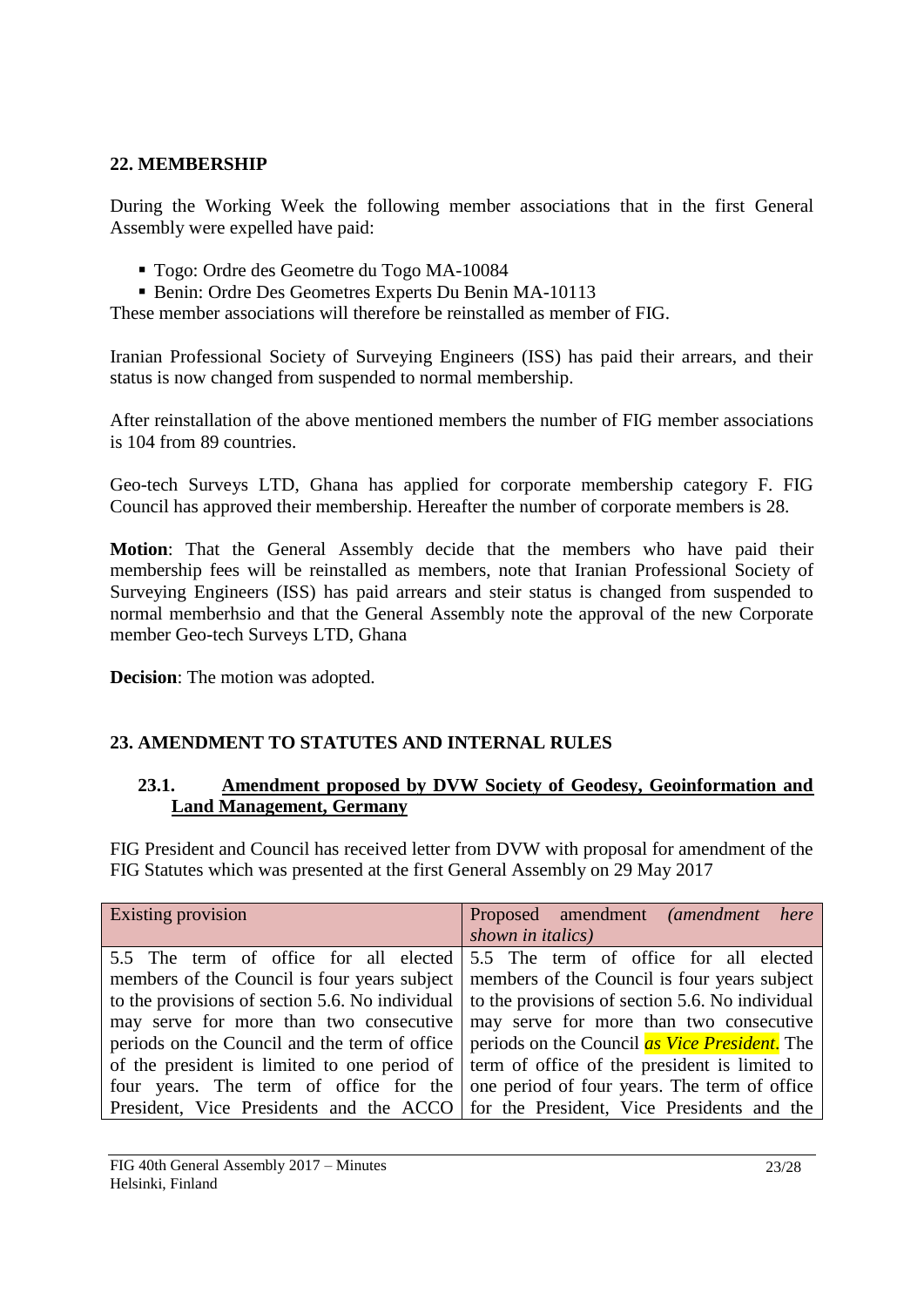## 22. MEMBERSHIP

During the Working Week the following member associations that in the first General Assembly were expelled have paid:

- Togo: Ordre des Geometre du Togo MA-10084
- Benin: Ordre Des Geometres Experts Du Benin MA-10113

These member associations will therefore be reinstalled as member of FIG.

Iranian Professional Society of Surveying Engineers (ISS) has paid their arrears, and their status is now changed from suspended to normal membership.

After reinstallation of the above mentioned members the number of FIG member associations is 104 from 89 countries.

Geo-tech Surveys LTD, Ghana has applied for corporate membership category F. FIG Council has approved their membership. Hereafter the number of corporate members is 28.

**Motion**: That the General Assembly decide that the members who have paid their membership fees will be reinstalled as members, note that Iranian Professional Society of Surveying Engineers (ISS) has paid arrears and steir status is changed from suspended to normal memberhsio and that the General Assembly note the approval of the new Corporate member Geo-tech Surveys LTD, Ghana

**Decision**: The motion was adopted.

## 23. AMENDMENT TO STATUTES AND INTERNAL RULES

### 23.1. Amendment proposed by DVW Society of Geodesy, Geoinformation and Land Management, Germany

FIG President and Council has received letter from DVW with proposal for amendment of the FIG Statutes which was presented at the first General Assembly on 29 May 2017

| Existing provision | Proposed amendment *(amendment here shown in italics)* |
|---|---|
| 5.5 The term of office for all elected members of the Council is four years subject to the provisions of section 5.6. No individual may serve for more than two consecutive periods on the Council and the term of office of the president is limited to one period of four years. The term of office for the President, Vice Presidents and the ACCO | 5.5 The term of office for all elected members of the Council is four years subject to the provisions of section 5.6. No individual may serve for more than two consecutive periods on the Council *as Vice President*. The term of office of the president is limited to one period of four years. The term of office for the President, Vice Presidents and the |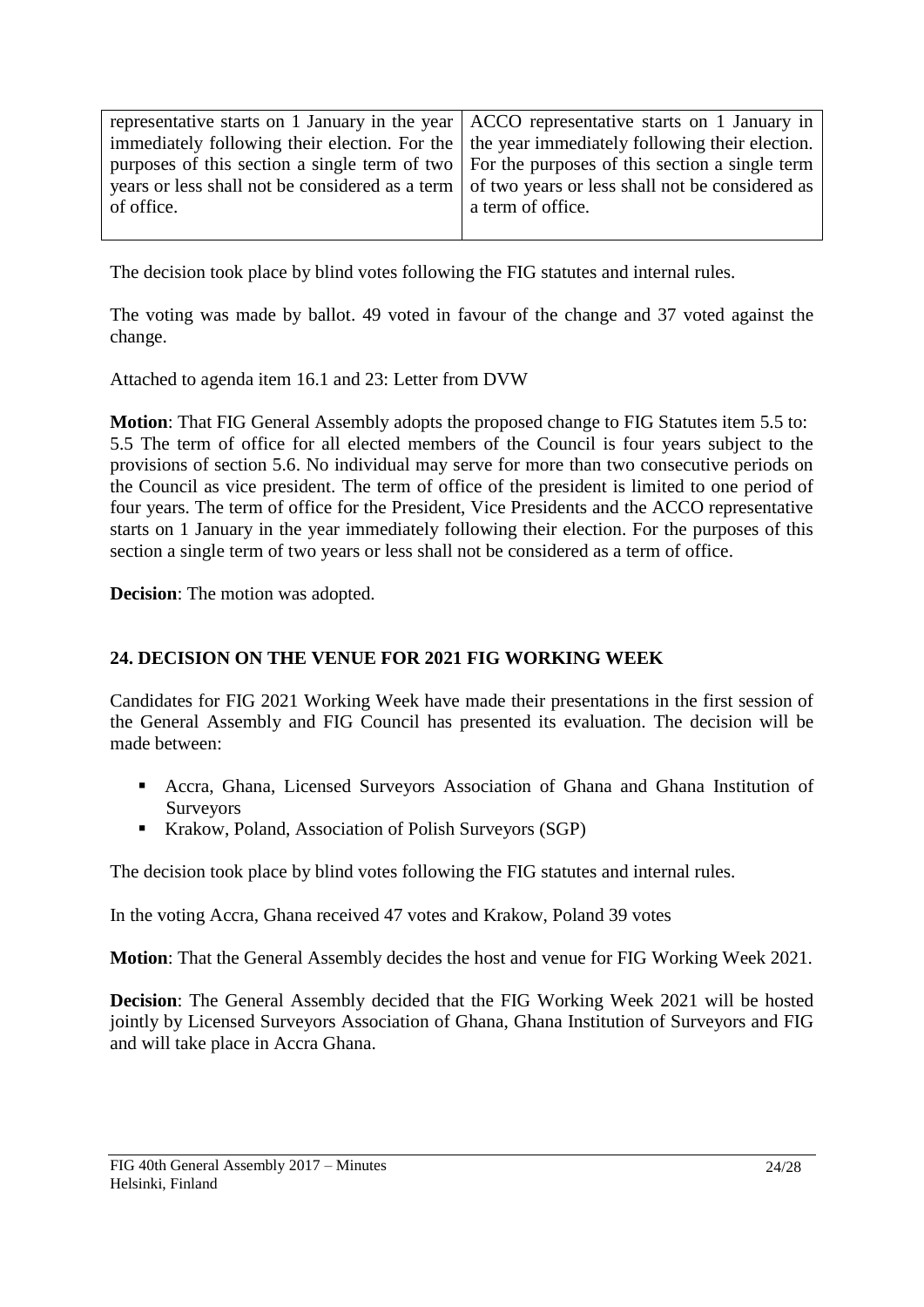| representative starts on 1 January in the year immediately following their election. For the purposes of this section a single term of two years or less shall not be considered as a term of office. | ACCO representative starts on 1 January in the year immediately following their election. For the purposes of this section a single term of two years or less shall not be considered as a term of office. |
|---|---|

The decision took place by blind votes following the FIG statutes and internal rules.

The voting was made by ballot. 49 voted in favour of the change and 37 voted against the change.

Attached to agenda item 16.1 and 23: Letter from DVW

**Motion**: That FIG General Assembly adopts the proposed change to FIG Statutes item 5.5 to:
5.5 The term of office for all elected members of the Council is four years subject to the provisions of section 5.6. No individual may serve for more than two consecutive periods on the Council as vice president. The term of office of the president is limited to one period of four years. The term of office for the President, Vice Presidents and the ACCO representative starts on 1 January in the year immediately following their election. For the purposes of this section a single term of two years or less shall not be considered as a term of office.

**Decision**: The motion was adopted.

## 24. DECISION ON THE VENUE FOR 2021 FIG WORKING WEEK

Candidates for FIG 2021 Working Week have made their presentations in the first session of the General Assembly and FIG Council has presented its evaluation. The decision will be made between:

- Accra, Ghana, Licensed Surveyors Association of Ghana and Ghana Institution of Surveyors
- Krakow, Poland, Association of Polish Surveyors (SGP)

The decision took place by blind votes following the FIG statutes and internal rules.

In the voting Accra, Ghana received 47 votes and Krakow, Poland 39 votes

**Motion**: That the General Assembly decides the host and venue for FIG Working Week 2021.

**Decision**: The General Assembly decided that the FIG Working Week 2021 will be hosted jointly by Licensed Surveyors Association of Ghana, Ghana Institution of Surveyors and FIG and will take place in Accra Ghana.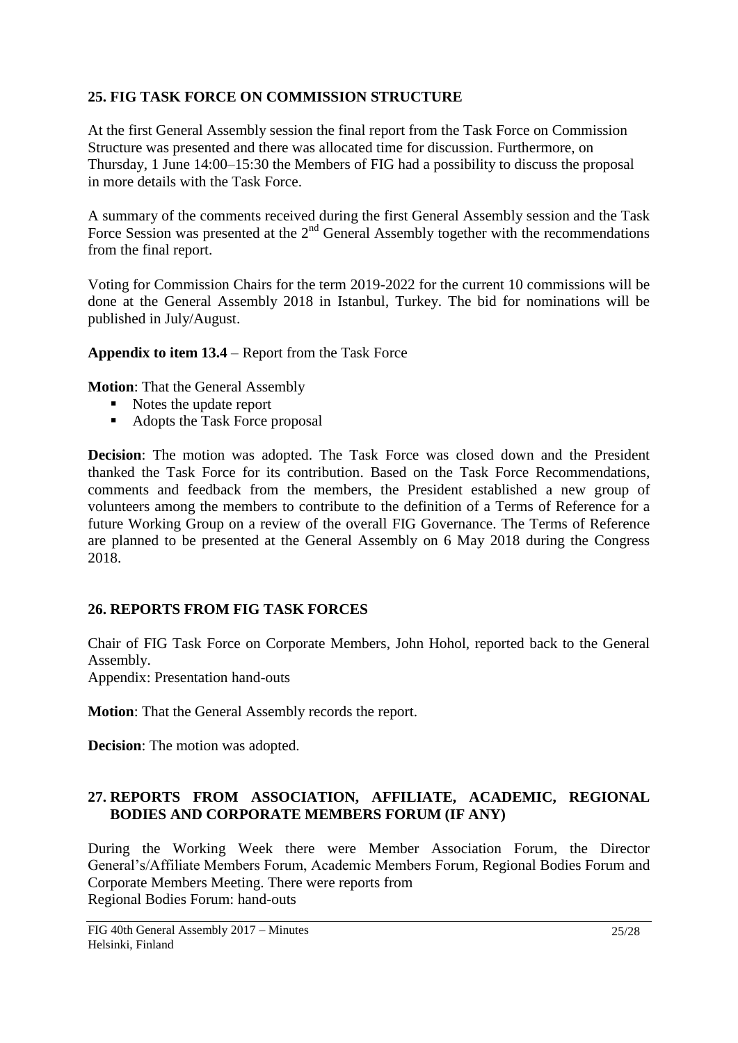## 25. FIG TASK FORCE ON COMMISSION STRUCTURE

At the first General Assembly session the final report from the Task Force on Commission Structure was presented and there was allocated time for discussion. Furthermore, on Thursday, 1 June 14:00–15:30 the Members of FIG had a possibility to discuss the proposal in more details with the Task Force.

A summary of the comments received during the first General Assembly session and the Task Force Session was presented at the 2nd General Assembly together with the recommendations from the final report.

Voting for Commission Chairs for the term 2019-2022 for the current 10 commissions will be done at the General Assembly 2018 in Istanbul, Turkey. The bid for nominations will be published in July/August.

**Appendix to item 13.4** – Report from the Task Force

**Motion**: That the General Assembly

- Notes the update report
- Adopts the Task Force proposal

**Decision**: The motion was adopted. The Task Force was closed down and the President thanked the Task Force for its contribution. Based on the Task Force Recommendations, comments and feedback from the members, the President established a new group of volunteers among the members to contribute to the definition of a Terms of Reference for a future Working Group on a review of the overall FIG Governance. The Terms of Reference are planned to be presented at the General Assembly on 6 May 2018 during the Congress 2018.

## 26. REPORTS FROM FIG TASK FORCES

Chair of FIG Task Force on Corporate Members, John Hohol, reported back to the General Assembly.
Appendix: Presentation hand-outs

**Motion**: That the General Assembly records the report.

**Decision**: The motion was adopted.

## 27. REPORTS FROM ASSOCIATION, AFFILIATE, ACADEMIC, REGIONAL BODIES AND CORPORATE MEMBERS FORUM (IF ANY)

During the Working Week there were Member Association Forum, the Director General's/Affiliate Members Forum, Academic Members Forum, Regional Bodies Forum and Corporate Members Meeting. There were reports from
Regional Bodies Forum: hand-outs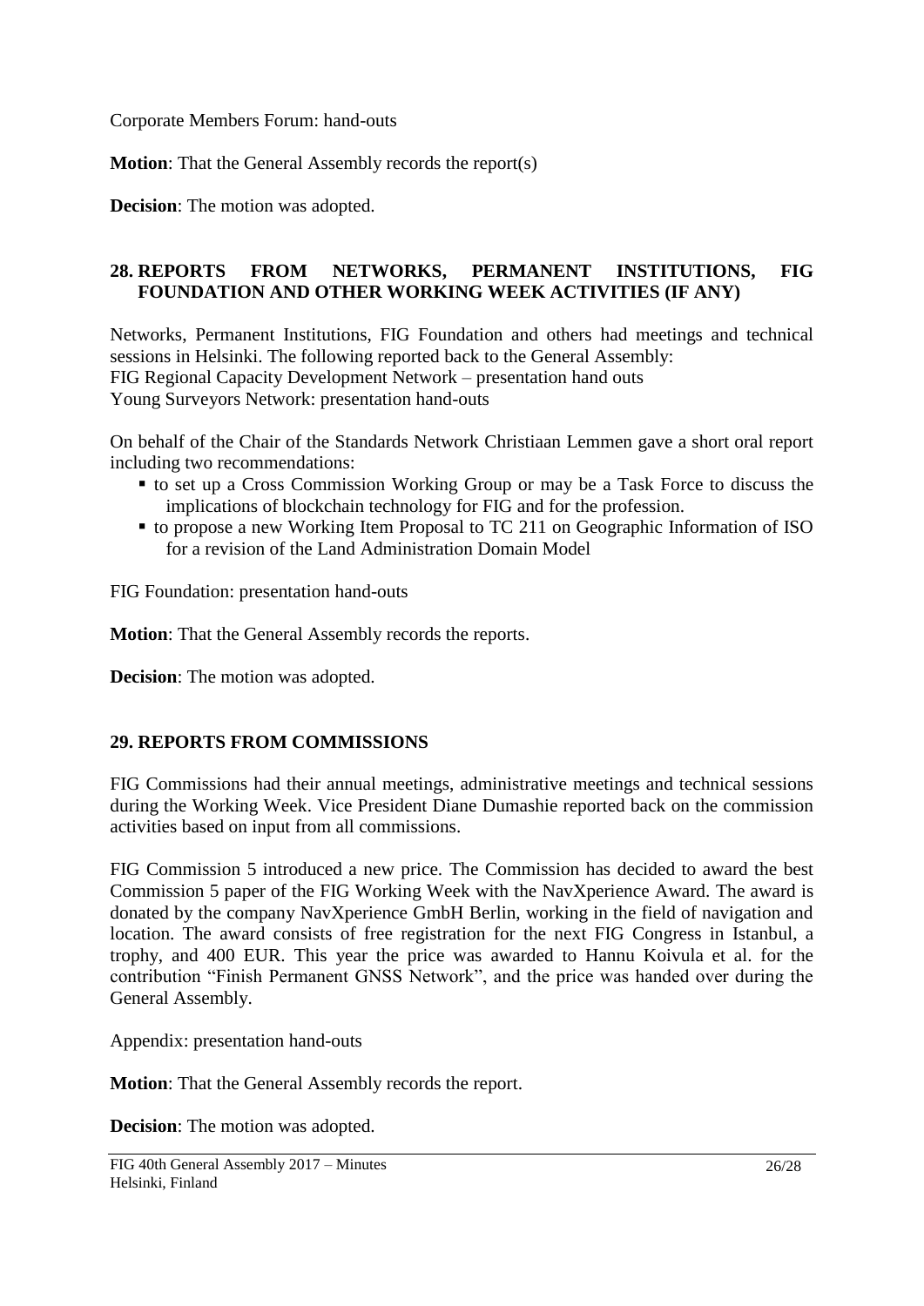Corporate Members Forum: hand-outs

**Motion**: That the General Assembly records the report(s)

**Decision**: The motion was adopted.

## 28. REPORTS FROM NETWORKS, PERMANENT INSTITUTIONS, FIG FOUNDATION AND OTHER WORKING WEEK ACTIVITIES (IF ANY)

Networks, Permanent Institutions, FIG Foundation and others had meetings and technical sessions in Helsinki. The following reported back to the General Assembly:
FIG Regional Capacity Development Network – presentation hand outs
Young Surveyors Network: presentation hand-outs

On behalf of the Chair of the Standards Network Christiaan Lemmen gave a short oral report including two recommendations:

- to set up a Cross Commission Working Group or may be a Task Force to discuss the implications of blockchain technology for FIG and for the profession.
- to propose a new Working Item Proposal to TC 211 on Geographic Information of ISO for a revision of the Land Administration Domain Model

FIG Foundation: presentation hand-outs

**Motion**: That the General Assembly records the reports.

**Decision**: The motion was adopted.

## 29. REPORTS FROM COMMISSIONS

FIG Commissions had their annual meetings, administrative meetings and technical sessions during the Working Week. Vice President Diane Dumashie reported back on the commission activities based on input from all commissions.

FIG Commission 5 introduced a new price. The Commission has decided to award the best Commission 5 paper of the FIG Working Week with the NavXperience Award. The award is donated by the company NavXperience GmbH Berlin, working in the field of navigation and location. The award consists of free registration for the next FIG Congress in Istanbul, a trophy, and 400 EUR. This year the price was awarded to Hannu Koivula et al. for the contribution "Finish Permanent GNSS Network", and the price was handed over during the General Assembly.

Appendix: presentation hand-outs

**Motion**: That the General Assembly records the report.

**Decision**: The motion was adopted.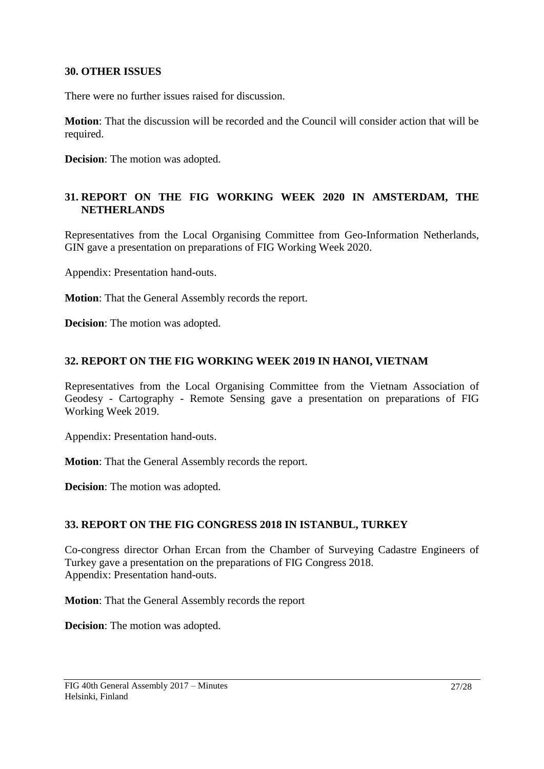## 30. OTHER ISSUES

There were no further issues raised for discussion.

**Motion**: That the discussion will be recorded and the Council will consider action that will be required.

**Decision**: The motion was adopted.

## 31. REPORT ON THE FIG WORKING WEEK 2020 IN AMSTERDAM, THE NETHERLANDS

Representatives from the Local Organising Committee from Geo-Information Netherlands, GIN gave a presentation on preparations of FIG Working Week 2020.

Appendix: Presentation hand-outs.

**Motion**: That the General Assembly records the report.

**Decision**: The motion was adopted.

## 32. REPORT ON THE FIG WORKING WEEK 2019 IN HANOI, VIETNAM

Representatives from the Local Organising Committee from the Vietnam Association of Geodesy - Cartography - Remote Sensing gave a presentation on preparations of FIG Working Week 2019.

Appendix: Presentation hand-outs.

**Motion**: That the General Assembly records the report.

**Decision**: The motion was adopted.

## 33. REPORT ON THE FIG CONGRESS 2018 IN ISTANBUL, TURKEY

Co-congress director Orhan Ercan from the Chamber of Surveying Cadastre Engineers of Turkey gave a presentation on the preparations of FIG Congress 2018.
Appendix: Presentation hand-outs.

**Motion**: That the General Assembly records the report

**Decision**: The motion was adopted.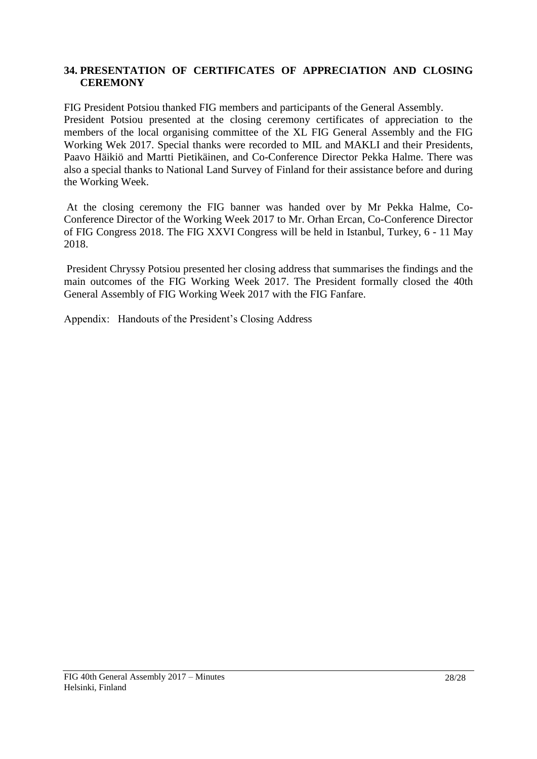## 34. PRESENTATION OF CERTIFICATES OF APPRECIATION AND CLOSING CEREMONY

FIG President Potsiou thanked FIG members and participants of the General Assembly.
President Potsiou presented at the closing ceremony certificates of appreciation to the members of the local organising committee of the XL FIG General Assembly and the FIG Working Wek 2017. Special thanks were recorded to MIL and MAKLI and their Presidents, Paavo Häikiö and Martti Pietikäinen, and Co-Conference Director Pekka Halme. There was also a special thanks to National Land Survey of Finland for their assistance before and during the Working Week.

At the closing ceremony the FIG banner was handed over by Mr Pekka Halme, Co-Conference Director of the Working Week 2017 to Mr. Orhan Ercan, Co-Conference Director of FIG Congress 2018. The FIG XXVI Congress will be held in Istanbul, Turkey, 6 - 11 May 2018.

President Chryssy Potsiou presented her closing address that summarises the findings and the main outcomes of the FIG Working Week 2017. The President formally closed the 40th General Assembly of FIG Working Week 2017 with the FIG Fanfare.

Appendix: Handouts of the President's Closing Address